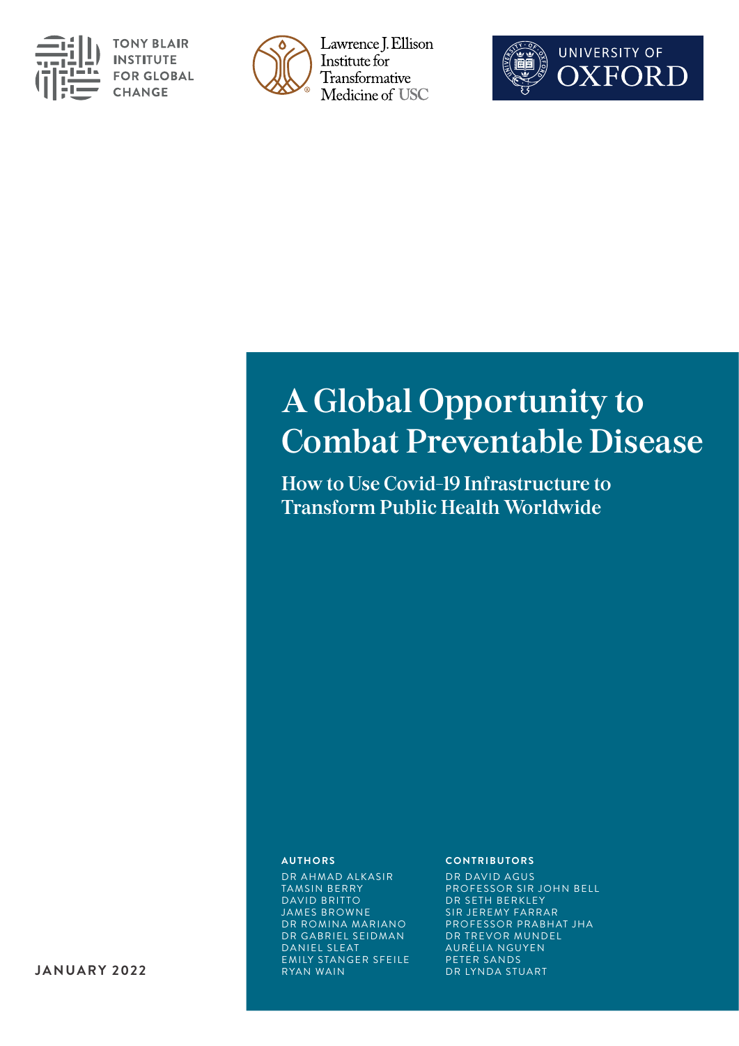TONY BLAIR INSTITUTE FOR GLOBAL CHANGE

Lawrence J. Ellison Institute for Transformative Medicine of USC

UNIVERSITY OF OXFORD

# A Global Opportunity to Combat Preventable Disease

## How to Use Covid-19 Infrastructure to Transform Public Health Worldwide

**AUTHORS**

DR AHMAD ALKASIR
TAMSIN BERRY
DAVID BRITTO
JAMES BROWNE
DR ROMINA MARIANO
DR GABRIEL SEIDMAN
DANIEL SLEAT
EMILY STANGER SFEILE
RYAN WAIN

**CONTRIBUTORS**

DR DAVID AGUS
PROFESSOR SIR JOHN BELL
DR SETH BERKLEY
SIR JEREMY FARRAR
PROFESSOR PRABHAT JHA
DR TREVOR MUNDEL
AURÉLIA NGUYEN
PETER SANDS
DR LYNDA STUART

**JANUARY 2022**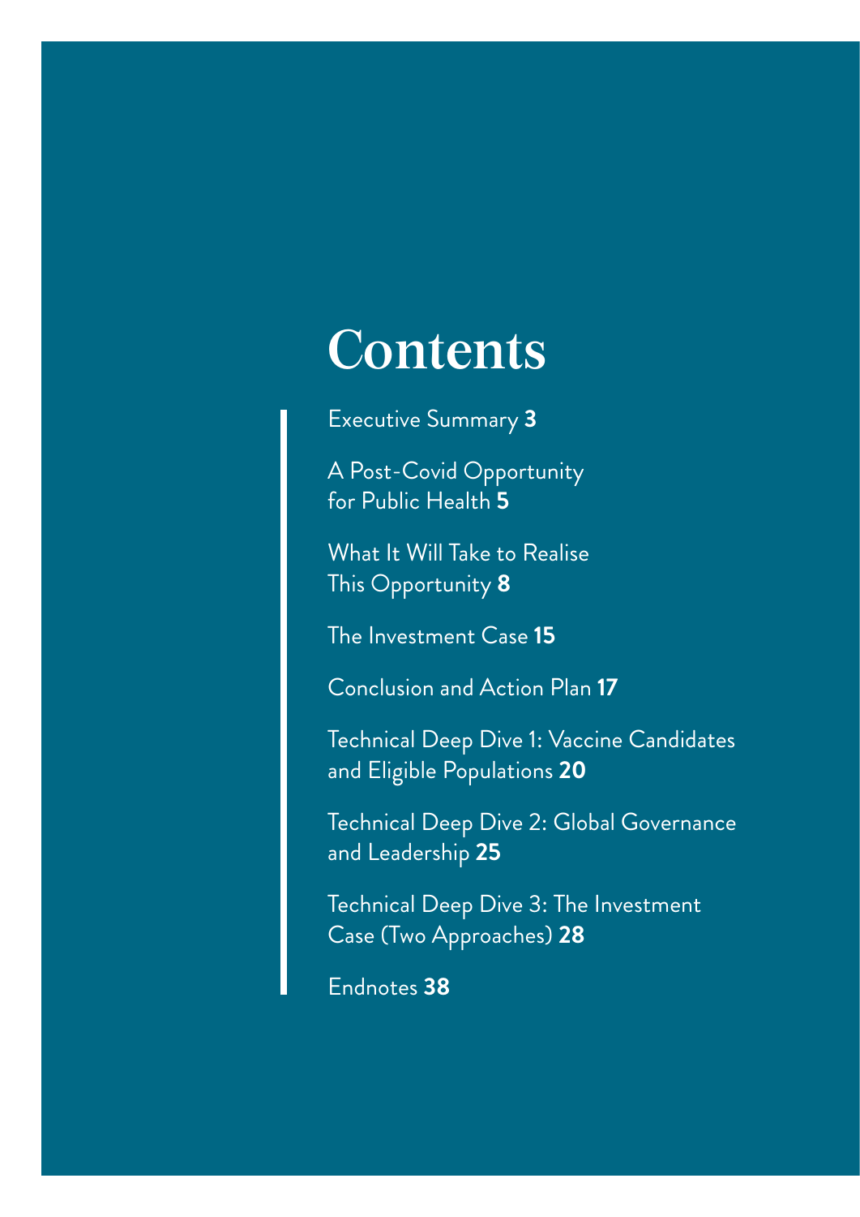# Contents

Executive Summary **3**

A Post-Covid Opportunity for Public Health **5**

What It Will Take to Realise This Opportunity **8**

The Investment Case **15**

Conclusion and Action Plan **17**

Technical Deep Dive 1: Vaccine Candidates and Eligible Populations **20**

Technical Deep Dive 2: Global Governance and Leadership **25**

Technical Deep Dive 3: The Investment Case (Two Approaches) **28**

Endnotes **38**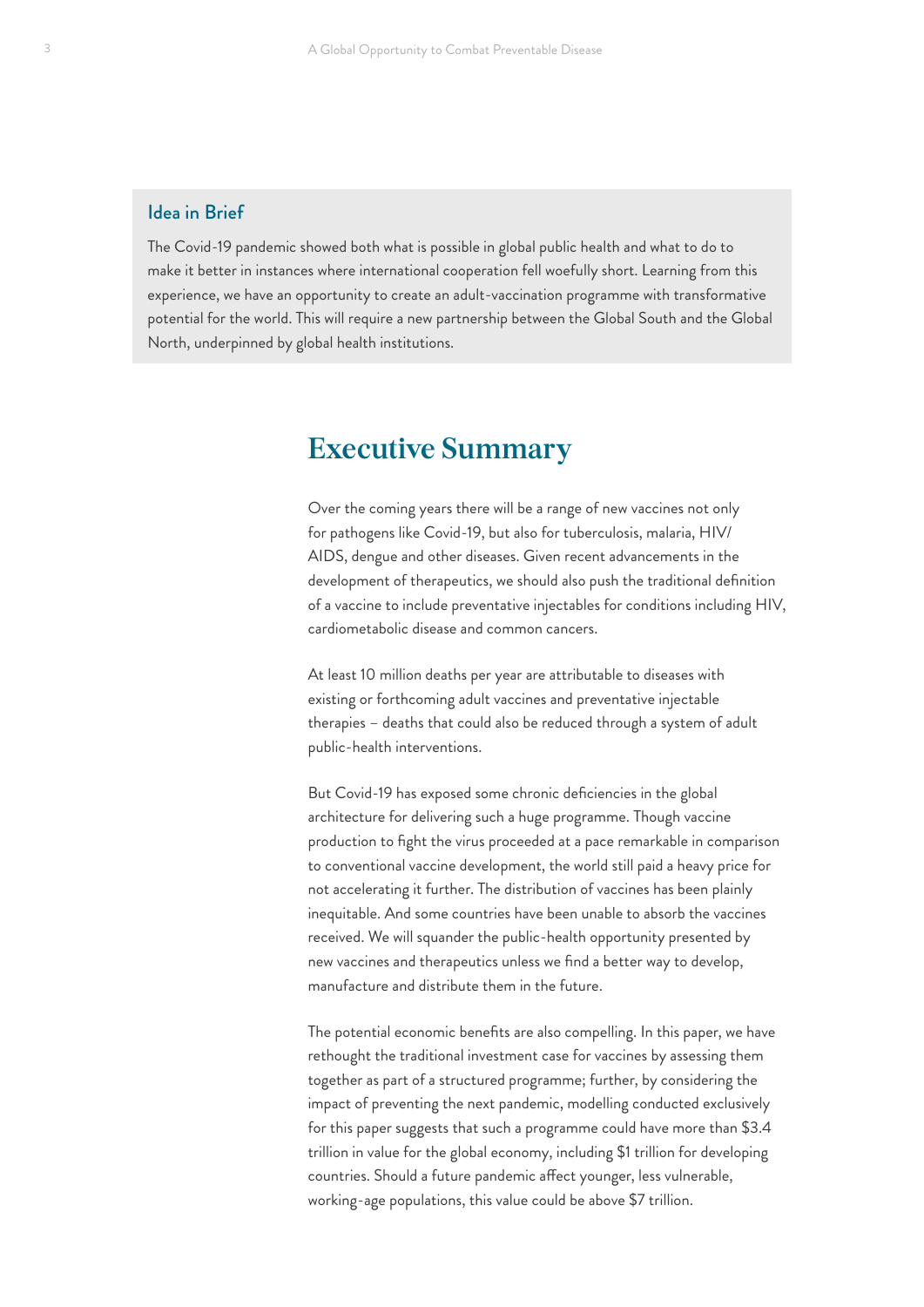### Idea in Brief

The Covid-19 pandemic showed both what is possible in global public health and what to do to make it better in instances where international cooperation fell woefully short. Learning from this experience, we have an opportunity to create an adult-vaccination programme with transformative potential for the world. This will require a new partnership between the Global South and the Global North, underpinned by global health institutions.

# Executive Summary

Over the coming years there will be a range of new vaccines not only for pathogens like Covid-19, but also for tuberculosis, malaria, HIV/AIDS, dengue and other diseases. Given recent advancements in the development of therapeutics, we should also push the traditional definition of a vaccine to include preventative injectables for conditions including HIV, cardiometabolic disease and common cancers.

At least 10 million deaths per year are attributable to diseases with existing or forthcoming adult vaccines and preventative injectable therapies – deaths that could also be reduced through a system of adult public-health interventions.

But Covid-19 has exposed some chronic deficiencies in the global architecture for delivering such a huge programme. Though vaccine production to fight the virus proceeded at a pace remarkable in comparison to conventional vaccine development, the world still paid a heavy price for not accelerating it further. The distribution of vaccines has been plainly inequitable. And some countries have been unable to absorb the vaccines received. We will squander the public-health opportunity presented by new vaccines and therapeutics unless we find a better way to develop, manufacture and distribute them in the future.

The potential economic benefits are also compelling. In this paper, we have rethought the traditional investment case for vaccines by assessing them together as part of a structured programme; further, by considering the impact of preventing the next pandemic, modelling conducted exclusively for this paper suggests that such a programme could have more than $3.4 trillion in value for the global economy, including $1 trillion for developing countries. Should a future pandemic affect younger, less vulnerable, working-age populations, this value could be above $7 trillion.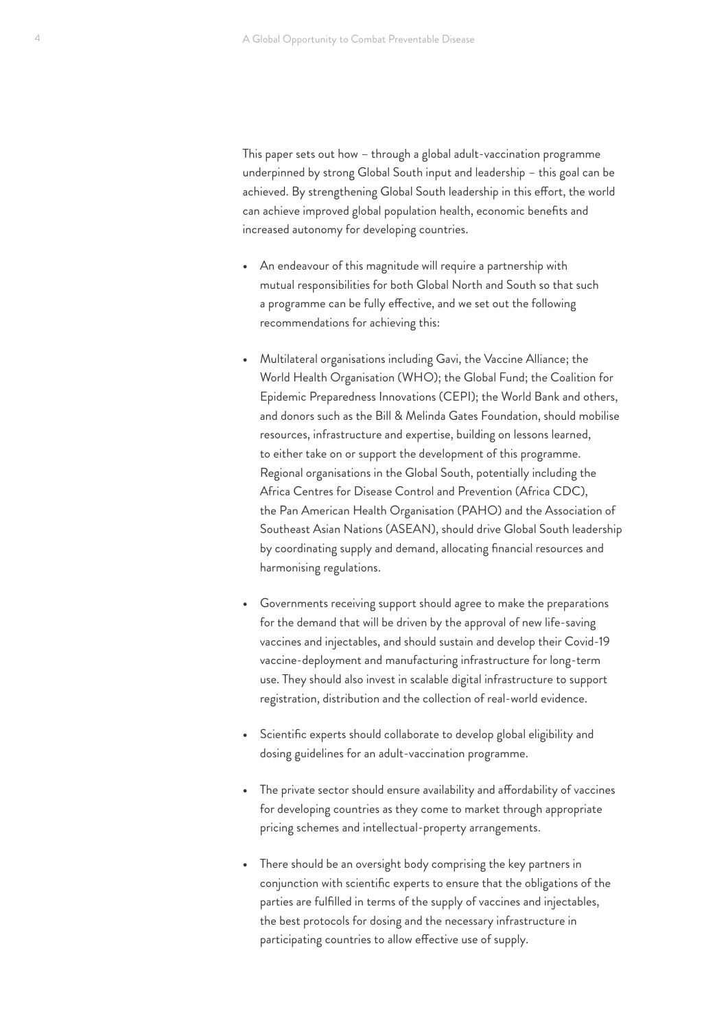This paper sets out how – through a global adult-vaccination programme underpinned by strong Global South input and leadership – this goal can be achieved. By strengthening Global South leadership in this effort, the world can achieve improved global population health, economic benefits and increased autonomy for developing countries.

- An endeavour of this magnitude will require a partnership with mutual responsibilities for both Global North and South so that such a programme can be fully effective, and we set out the following recommendations for achieving this:

- Multilateral organisations including Gavi, the Vaccine Alliance; the World Health Organisation (WHO); the Global Fund; the Coalition for Epidemic Preparedness Innovations (CEPI); the World Bank and others, and donors such as the Bill & Melinda Gates Foundation, should mobilise resources, infrastructure and expertise, building on lessons learned, to either take on or support the development of this programme. Regional organisations in the Global South, potentially including the Africa Centres for Disease Control and Prevention (Africa CDC), the Pan American Health Organisation (PAHO) and the Association of Southeast Asian Nations (ASEAN), should drive Global South leadership by coordinating supply and demand, allocating financial resources and harmonising regulations.

- Governments receiving support should agree to make the preparations for the demand that will be driven by the approval of new life-saving vaccines and injectables, and should sustain and develop their Covid-19 vaccine-deployment and manufacturing infrastructure for long-term use. They should also invest in scalable digital infrastructure to support registration, distribution and the collection of real-world evidence.

- Scientific experts should collaborate to develop global eligibility and dosing guidelines for an adult-vaccination programme.

- The private sector should ensure availability and affordability of vaccines for developing countries as they come to market through appropriate pricing schemes and intellectual-property arrangements.

- There should be an oversight body comprising the key partners in conjunction with scientific experts to ensure that the obligations of the parties are fulfilled in terms of the supply of vaccines and injectables, the best protocols for dosing and the necessary infrastructure in participating countries to allow effective use of supply.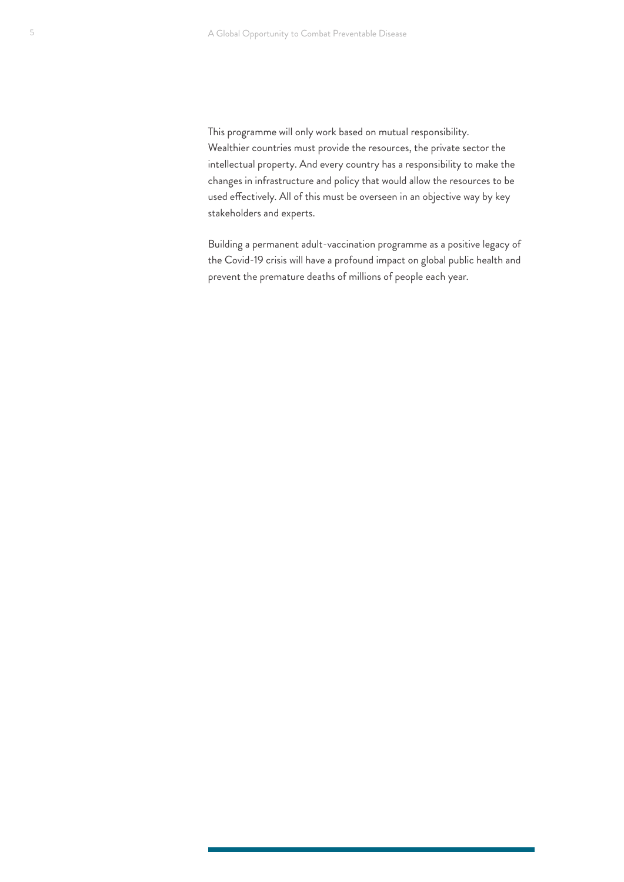This programme will only work based on mutual responsibility. Wealthier countries must provide the resources, the private sector the intellectual property. And every country has a responsibility to make the changes in infrastructure and policy that would allow the resources to be used effectively. All of this must be overseen in an objective way by key stakeholders and experts.

Building a permanent adult-vaccination programme as a positive legacy of the Covid-19 crisis will have a profound impact on global public health and prevent the premature deaths of millions of people each year.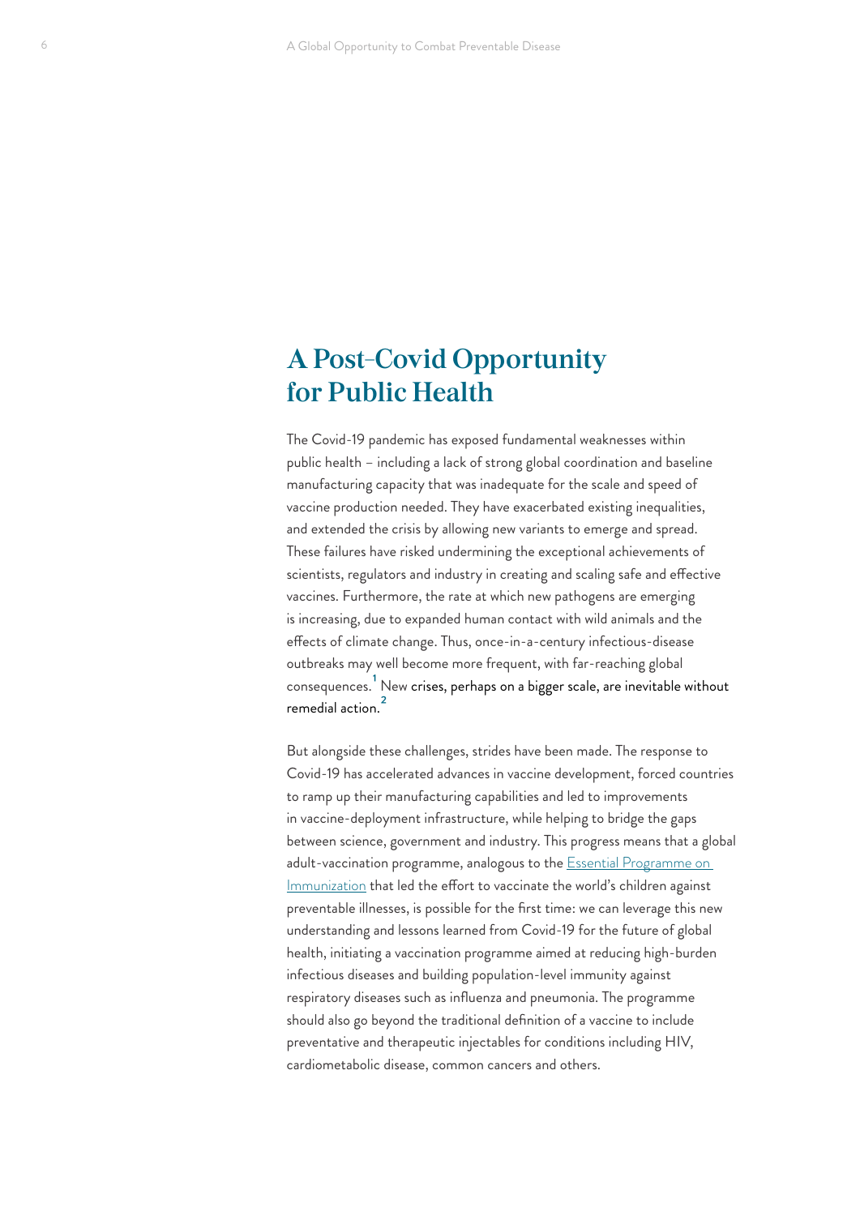# A Post-Covid Opportunity for Public Health

The Covid-19 pandemic has exposed fundamental weaknesses within public health – including a lack of strong global coordination and baseline manufacturing capacity that was inadequate for the scale and speed of vaccine production needed. They have exacerbated existing inequalities, and extended the crisis by allowing new variants to emerge and spread. These failures have risked undermining the exceptional achievements of scientists, regulators and industry in creating and scaling safe and effective vaccines. Furthermore, the rate at which new pathogens are emerging is increasing, due to expanded human contact with wild animals and the effects of climate change. Thus, once-in-a-century infectious-disease outbreaks may well become more frequent, with far-reaching global consequences.[1] New crises, perhaps on a bigger scale, are inevitable without remedial action.[2]

But alongside these challenges, strides have been made. The response to Covid-19 has accelerated advances in vaccine development, forced countries to ramp up their manufacturing capabilities and led to improvements in vaccine-deployment infrastructure, while helping to bridge the gaps between science, government and industry. This progress means that a global adult-vaccination programme, analogous to the Essential Programme on Immunization that led the effort to vaccinate the world's children against preventable illnesses, is possible for the first time: we can leverage this new understanding and lessons learned from Covid-19 for the future of global health, initiating a vaccination programme aimed at reducing high-burden infectious diseases and building population-level immunity against respiratory diseases such as influenza and pneumonia. The programme should also go beyond the traditional definition of a vaccine to include preventative and therapeutic injectables for conditions including HIV, cardiometabolic disease, common cancers and others.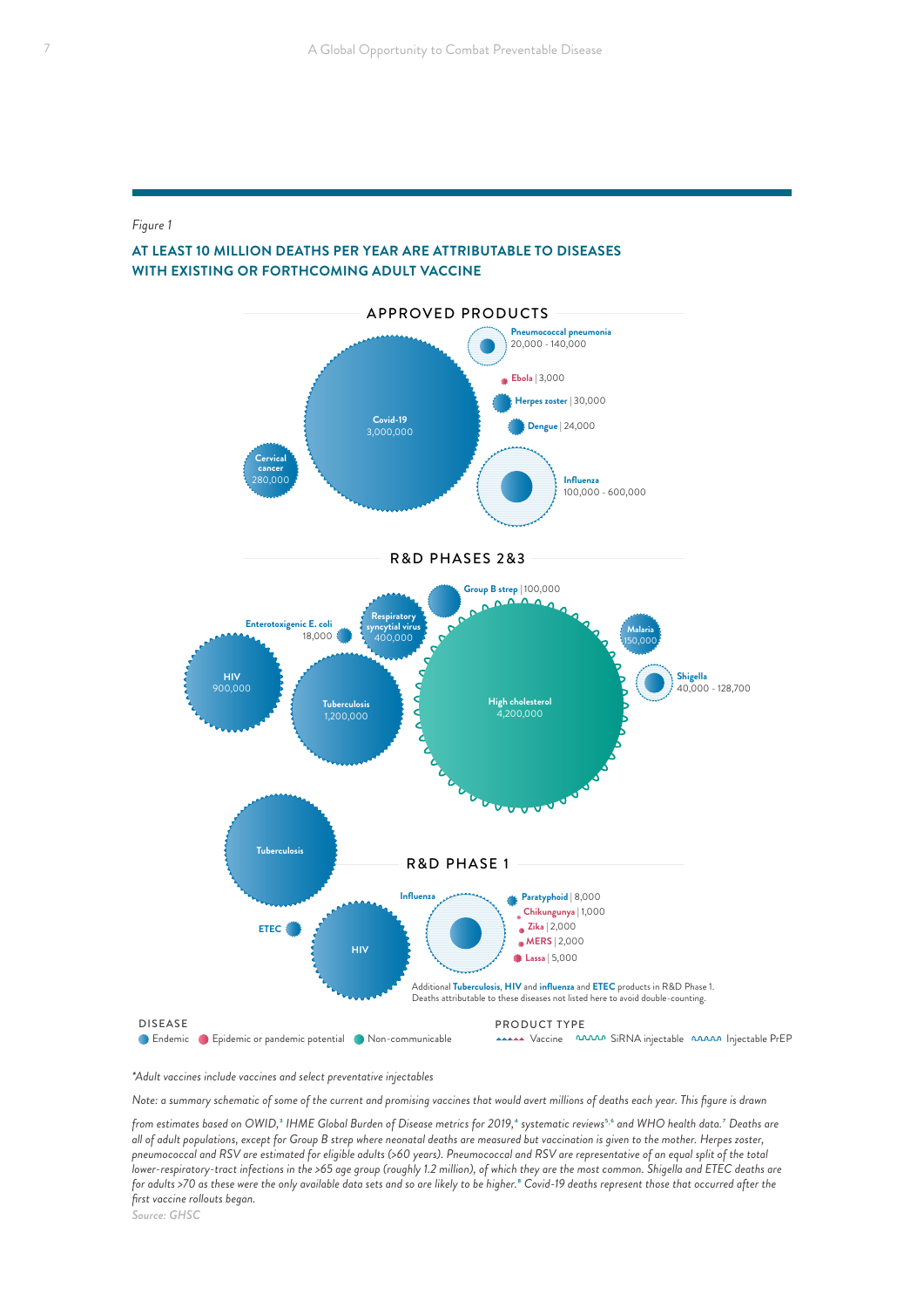*Figure 1*

## AT LEAST 10 MILLION DEATHS PER YEAR ARE ATTRIBUTABLE TO DISEASES WITH EXISTING OR FORTHCOMING ADULT VACCINE

APPROVED PRODUCTS

- Pneumococcal pneumonia 20,000 - 140,000
- Ebola | 3,000
- Herpes zoster | 30,000
- Dengue | 24,000
- Covid-19 3,000,000
- Cervical cancer 280,000
- Influenza 100,000 - 600,000

R&D PHASES 2&3

- Group B strep | 100,000
- Enterotoxigenic E. coli 18,000
- Respiratory syncytial virus 400,000
- Malaria 150,000
- HIV 900,000
- Tuberculosis 1,200,000
- High cholesterol 4,200,000
- Shigella 40,000 - 128,700

R&D PHASE 1

- Tuberculosis
- Influenza
- ETEC
- HIV
- Paratyphoid | 8,000
- Chikungunya | 1,000
- Zika | 2,000
- MERS | 2,000
- Lassa | 5,000

Additional Tuberculosis, HIV and influenza and ETEC products in R&D Phase 1. Deaths attributable to these diseases not listed here to avoid double-counting.

DISEASE: Endemic · Epidemic or pandemic potential · Non-communicable

PRODUCT TYPE: Vaccine · SiRNA injectable · Injectable PrEP

*\*Adult vaccines include vaccines and select preventative injectables*

*Note: a summary schematic of some of the current and promising vaccines that would avert millions of deaths each year. This figure is drawn from estimates based on OWID,[3] IHME Global Burden of Disease metrics for 2019,[4] systematic reviews[5,6] and WHO health data.[7] Deaths are all of adult populations, except for Group B strep where neonatal deaths are measured but vaccination is given to the mother. Herpes zoster, pneumococcal and RSV are estimated for eligible adults (>60 years). Pneumococcal and RSV are representative of an equal split of the total lower-respiratory-tract infections in the >65 age group (roughly 1.2 million), of which they are the most common. Shigella and ETEC deaths are for adults >70 as these were the only available data sets and so are likely to be higher.[8] Covid-19 deaths represent those that occurred after the first vaccine rollouts began.*

*Source: GHSC*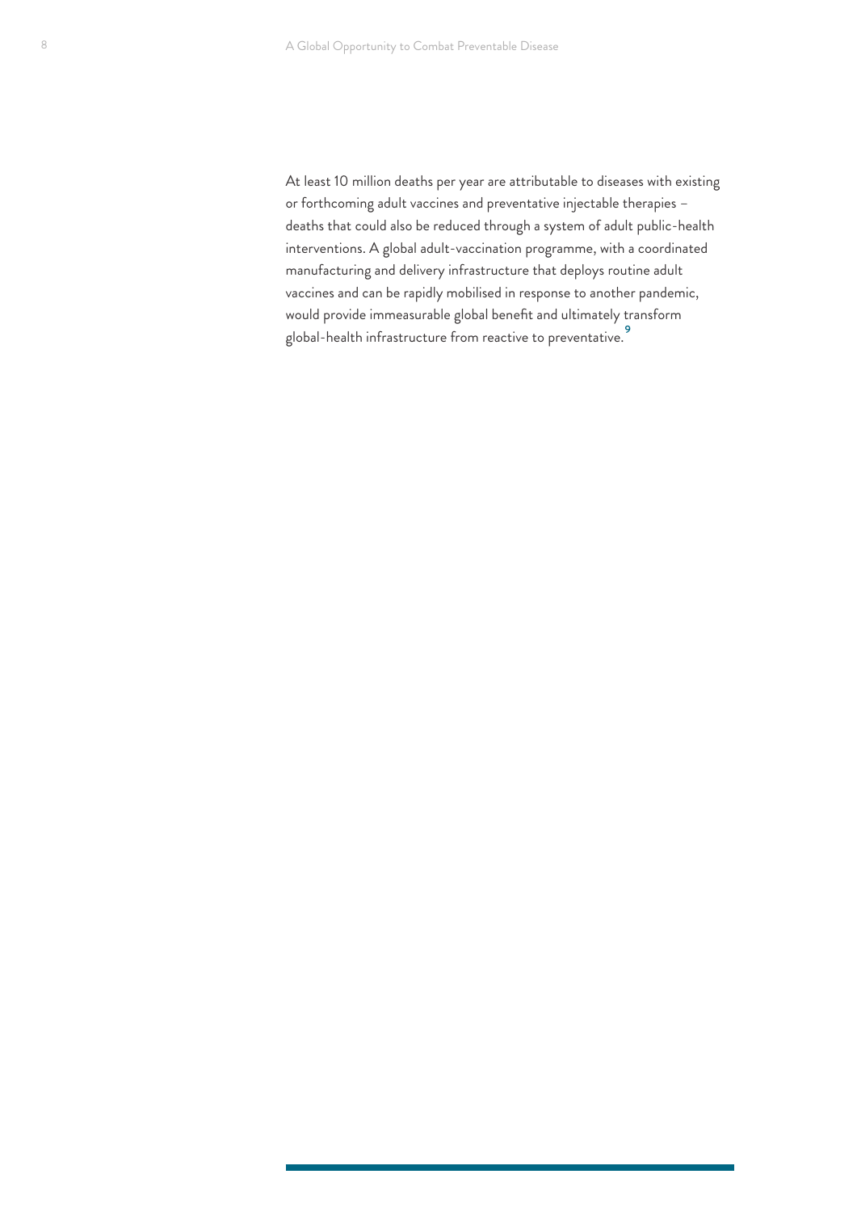At least 10 million deaths per year are attributable to diseases with existing or forthcoming adult vaccines and preventative injectable therapies – deaths that could also be reduced through a system of adult public-health interventions. A global adult-vaccination programme, with a coordinated manufacturing and delivery infrastructure that deploys routine adult vaccines and can be rapidly mobilised in response to another pandemic, would provide immeasurable global benefit and ultimately transform global-health infrastructure from reactive to preventative.[9]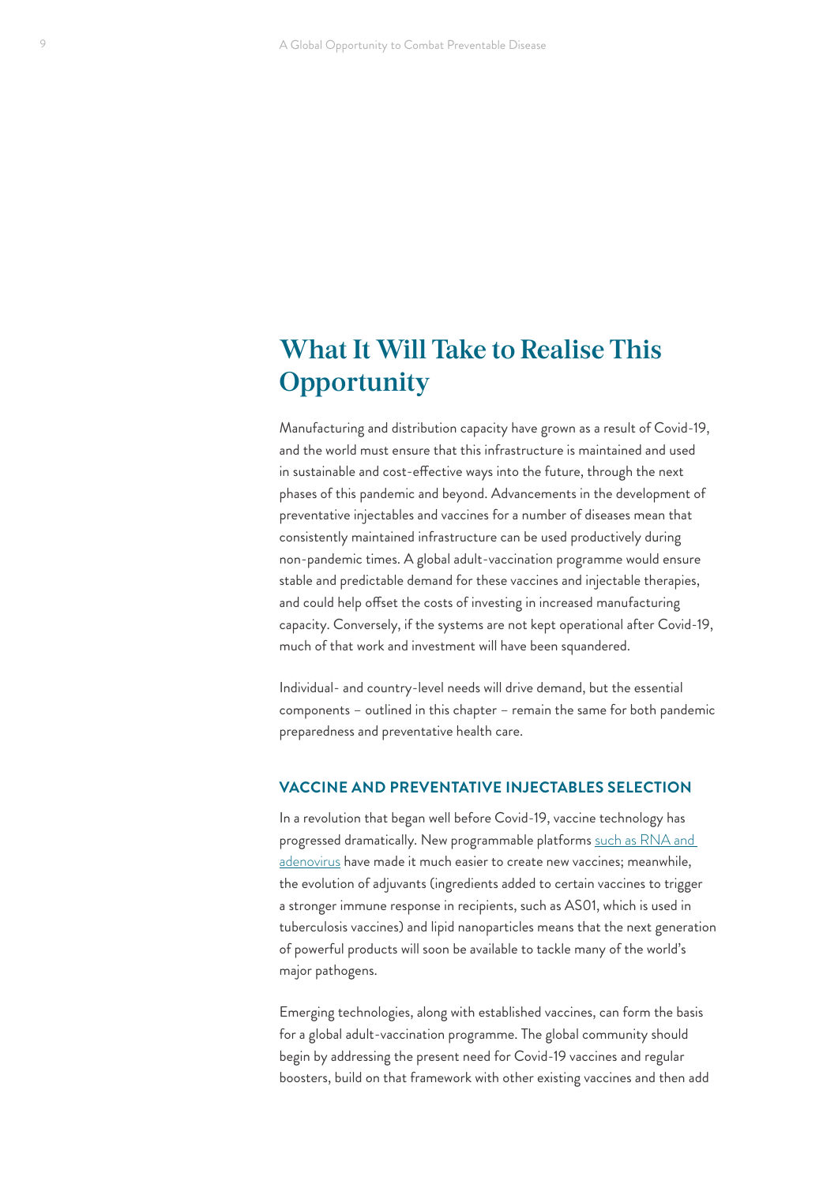# What It Will Take to Realise This Opportunity

Manufacturing and distribution capacity have grown as a result of Covid-19, and the world must ensure that this infrastructure is maintained and used in sustainable and cost-effective ways into the future, through the next phases of this pandemic and beyond. Advancements in the development of preventative injectables and vaccines for a number of diseases mean that consistently maintained infrastructure can be used productively during non-pandemic times. A global adult-vaccination programme would ensure stable and predictable demand for these vaccines and injectable therapies, and could help offset the costs of investing in increased manufacturing capacity. Conversely, if the systems are not kept operational after Covid-19, much of that work and investment will have been squandered.

Individual- and country-level needs will drive demand, but the essential components – outlined in this chapter – remain the same for both pandemic preparedness and preventative health care.

## VACCINE AND PREVENTATIVE INJECTABLES SELECTION

In a revolution that began well before Covid-19, vaccine technology has progressed dramatically. New programmable platforms such as RNA and adenovirus have made it much easier to create new vaccines; meanwhile, the evolution of adjuvants (ingredients added to certain vaccines to trigger a stronger immune response in recipients, such as AS01, which is used in tuberculosis vaccines) and lipid nanoparticles means that the next generation of powerful products will soon be available to tackle many of the world's major pathogens.

Emerging technologies, along with established vaccines, can form the basis for a global adult-vaccination programme. The global community should begin by addressing the present need for Covid-19 vaccines and regular boosters, build on that framework with other existing vaccines and then add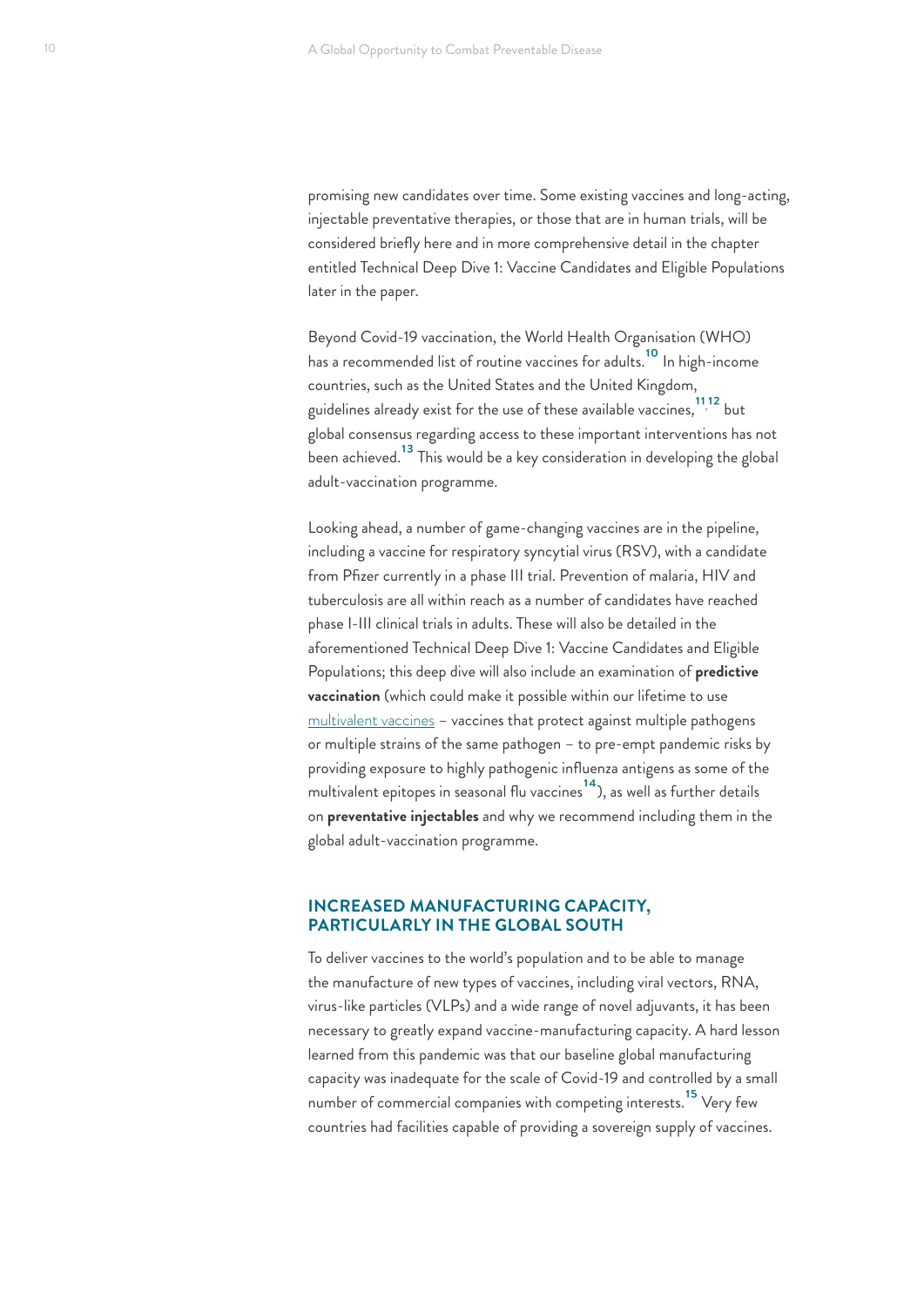promising new candidates over time. Some existing vaccines and long-acting, injectable preventative therapies, or those that are in human trials, will be considered briefly here and in more comprehensive detail in the chapter entitled Technical Deep Dive 1: Vaccine Candidates and Eligible Populations later in the paper.

Beyond Covid-19 vaccination, the World Health Organisation (WHO) has a recommended list of routine vaccines for adults.[10] In high-income countries, such as the United States and the United Kingdom, guidelines already exist for the use of these available vaccines,[11,12] but global consensus regarding access to these important interventions has not been achieved.[13] This would be a key consideration in developing the global adult-vaccination programme.

Looking ahead, a number of game-changing vaccines are in the pipeline, including a vaccine for respiratory syncytial virus (RSV), with a candidate from Pfizer currently in a phase III trial. Prevention of malaria, HIV and tuberculosis are all within reach as a number of candidates have reached phase I-III clinical trials in adults. These will also be detailed in the aforementioned Technical Deep Dive 1: Vaccine Candidates and Eligible Populations; this deep dive will also include an examination of **predictive vaccination** (which could make it possible within our lifetime to use multivalent vaccines – vaccines that protect against multiple pathogens or multiple strains of the same pathogen – to pre-empt pandemic risks by providing exposure to highly pathogenic influenza antigens as some of the multivalent epitopes in seasonal flu vaccines[14]), as well as further details on **preventative injectables** and why we recommend including them in the global adult-vaccination programme.

## INCREASED MANUFACTURING CAPACITY, PARTICULARLY IN THE GLOBAL SOUTH

To deliver vaccines to the world's population and to be able to manage the manufacture of new types of vaccines, including viral vectors, RNA, virus-like particles (VLPs) and a wide range of novel adjuvants, it has been necessary to greatly expand vaccine-manufacturing capacity. A hard lesson learned from this pandemic was that our baseline global manufacturing capacity was inadequate for the scale of Covid-19 and controlled by a small number of commercial companies with competing interests.[15] Very few countries had facilities capable of providing a sovereign supply of vaccines.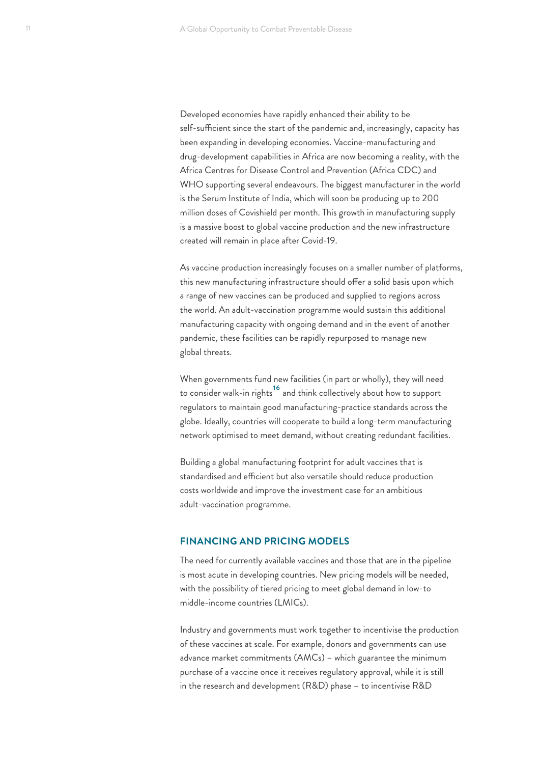Developed economies have rapidly enhanced their ability to be self-sufficient since the start of the pandemic and, increasingly, capacity has been expanding in developing economies. Vaccine-manufacturing and drug-development capabilities in Africa are now becoming a reality, with the Africa Centres for Disease Control and Prevention (Africa CDC) and WHO supporting several endeavours. The biggest manufacturer in the world is the Serum Institute of India, which will soon be producing up to 200 million doses of Covishield per month. This growth in manufacturing supply is a massive boost to global vaccine production and the new infrastructure created will remain in place after Covid-19.

As vaccine production increasingly focuses on a smaller number of platforms, this new manufacturing infrastructure should offer a solid basis upon which a range of new vaccines can be produced and supplied to regions across the world. An adult-vaccination programme would sustain this additional manufacturing capacity with ongoing demand and in the event of another pandemic, these facilities can be rapidly repurposed to manage new global threats.

When governments fund new facilities (in part or wholly), they will need to consider walk-in rights[16] and think collectively about how to support regulators to maintain good manufacturing-practice standards across the globe. Ideally, countries will cooperate to build a long-term manufacturing network optimised to meet demand, without creating redundant facilities.

Building a global manufacturing footprint for adult vaccines that is standardised and efficient but also versatile should reduce production costs worldwide and improve the investment case for an ambitious adult-vaccination programme.

## FINANCING AND PRICING MODELS

The need for currently available vaccines and those that are in the pipeline is most acute in developing countries. New pricing models will be needed, with the possibility of tiered pricing to meet global demand in low-to middle-income countries (LMICs).

Industry and governments must work together to incentivise the production of these vaccines at scale. For example, donors and governments can use advance market commitments (AMCs) – which guarantee the minimum purchase of a vaccine once it receives regulatory approval, while it is still in the research and development (R&D) phase – to incentivise R&D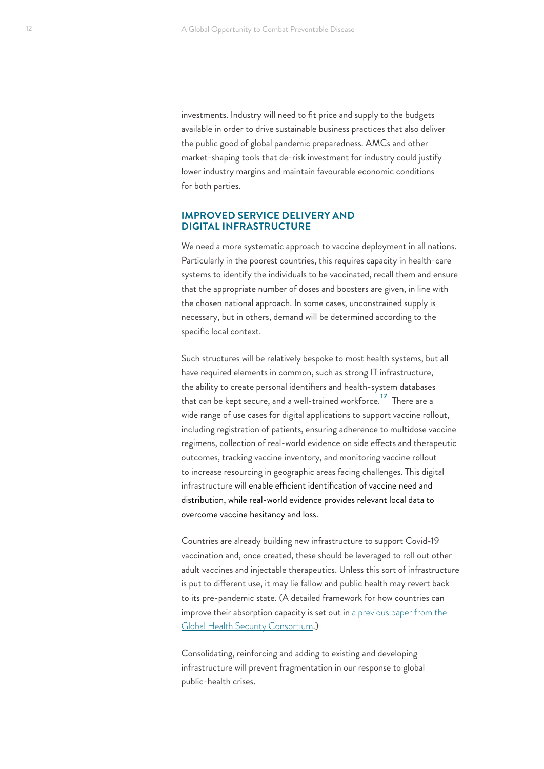investments. Industry will need to fit price and supply to the budgets available in order to drive sustainable business practices that also deliver the public good of global pandemic preparedness. AMCs and other market-shaping tools that de-risk investment for industry could justify lower industry margins and maintain favourable economic conditions for both parties.

## IMPROVED SERVICE DELIVERY AND DIGITAL INFRASTRUCTURE

We need a more systematic approach to vaccine deployment in all nations. Particularly in the poorest countries, this requires capacity in health-care systems to identify the individuals to be vaccinated, recall them and ensure that the appropriate number of doses and boosters are given, in line with the chosen national approach. In some cases, unconstrained supply is necessary, but in others, demand will be determined according to the specific local context.

Such structures will be relatively bespoke to most health systems, but all have required elements in common, such as strong IT infrastructure, the ability to create personal identifiers and health-system databases that can be kept secure, and a well-trained workforce.[17] There are a wide range of use cases for digital applications to support vaccine rollout, including registration of patients, ensuring adherence to multidose vaccine regimens, collection of real-world evidence on side effects and therapeutic outcomes, tracking vaccine inventory, and monitoring vaccine rollout to increase resourcing in geographic areas facing challenges. This digital infrastructure will enable efficient identification of vaccine need and distribution, while real-world evidence provides relevant local data to overcome vaccine hesitancy and loss.

Countries are already building new infrastructure to support Covid-19 vaccination and, once created, these should be leveraged to roll out other adult vaccines and injectable therapeutics. Unless this sort of infrastructure is put to different use, it may lie fallow and public health may revert back to its pre-pandemic state. (A detailed framework for how countries can improve their absorption capacity is set out in [a previous paper from the Global Health Security Consortium](#).)

Consolidating, reinforcing and adding to existing and developing infrastructure will prevent fragmentation in our response to global public-health crises.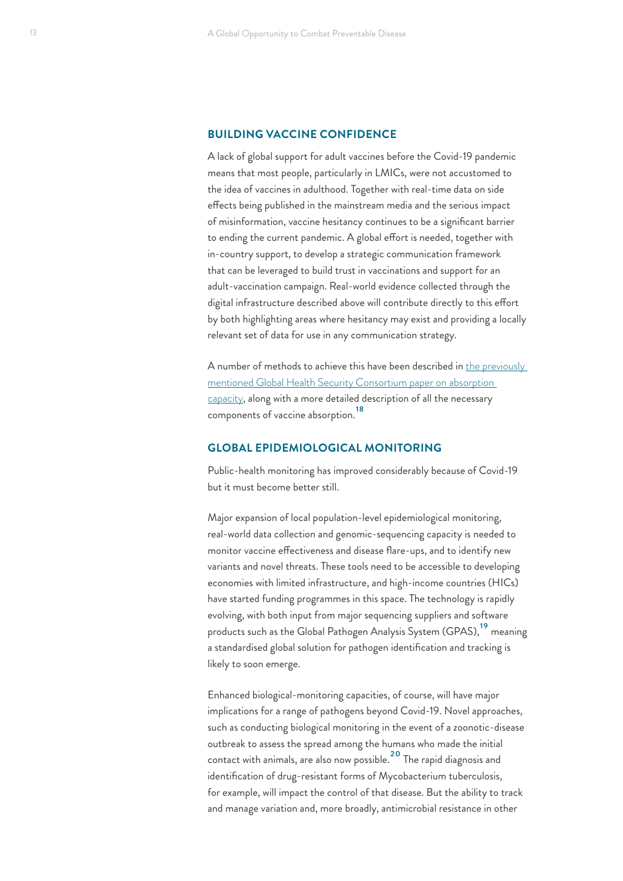## BUILDING VACCINE CONFIDENCE

A lack of global support for adult vaccines before the Covid-19 pandemic means that most people, particularly in LMICs, were not accustomed to the idea of vaccines in adulthood. Together with real-time data on side effects being published in the mainstream media and the serious impact of misinformation, vaccine hesitancy continues to be a significant barrier to ending the current pandemic. A global effort is needed, together with in-country support, to develop a strategic communication framework that can be leveraged to build trust in vaccinations and support for an adult-vaccination campaign. Real-world evidence collected through the digital infrastructure described above will contribute directly to this effort by both highlighting areas where hesitancy may exist and providing a locally relevant set of data for use in any communication strategy.

A number of methods to achieve this have been described in the previously mentioned Global Health Security Consortium paper on absorption capacity, along with a more detailed description of all the necessary components of vaccine absorption.[18]

## GLOBAL EPIDEMIOLOGICAL MONITORING

Public-health monitoring has improved considerably because of Covid-19 but it must become better still.

Major expansion of local population-level epidemiological monitoring, real-world data collection and genomic-sequencing capacity is needed to monitor vaccine effectiveness and disease flare-ups, and to identify new variants and novel threats. These tools need to be accessible to developing economies with limited infrastructure, and high-income countries (HICs) have started funding programmes in this space. The technology is rapidly evolving, with both input from major sequencing suppliers and software products such as the Global Pathogen Analysis System (GPAS),[19] meaning a standardised global solution for pathogen identification and tracking is likely to soon emerge.

Enhanced biological-monitoring capacities, of course, will have major implications for a range of pathogens beyond Covid-19. Novel approaches, such as conducting biological monitoring in the event of a zoonotic-disease outbreak to assess the spread among the humans who made the initial contact with animals, are also now possible.[20] The rapid diagnosis and identification of drug-resistant forms of Mycobacterium tuberculosis, for example, will impact the control of that disease. But the ability to track and manage variation and, more broadly, antimicrobial resistance in other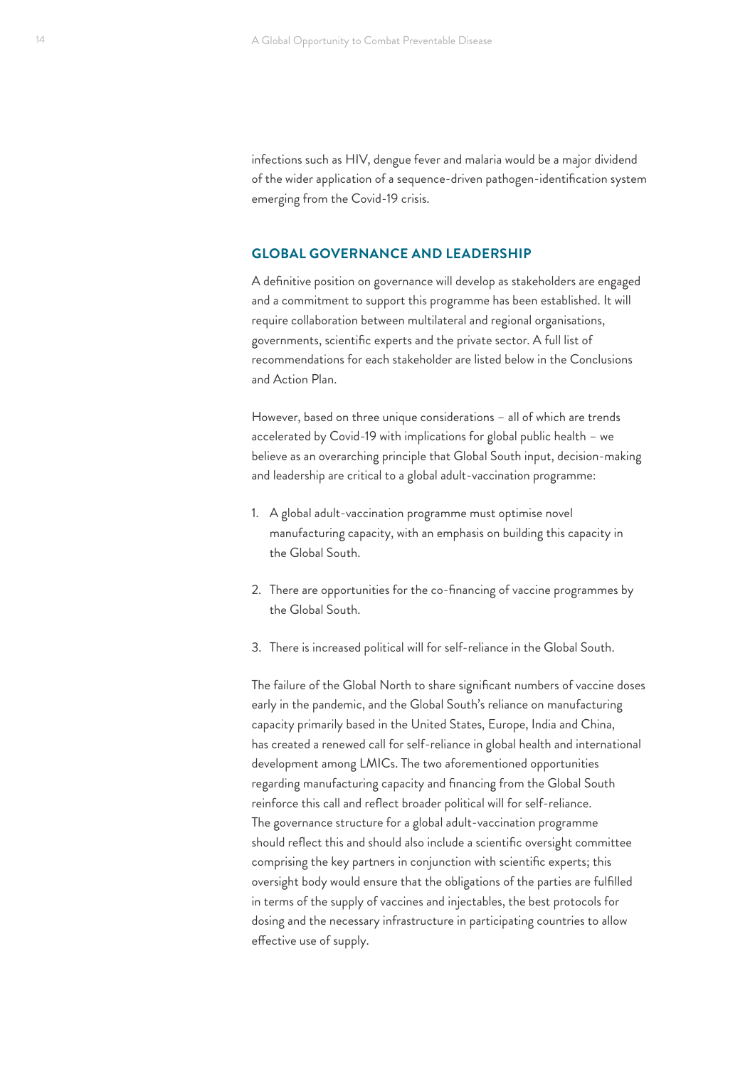infections such as HIV, dengue fever and malaria would be a major dividend of the wider application of a sequence-driven pathogen-identification system emerging from the Covid-19 crisis.

## GLOBAL GOVERNANCE AND LEADERSHIP

A definitive position on governance will develop as stakeholders are engaged and a commitment to support this programme has been established. It will require collaboration between multilateral and regional organisations, governments, scientific experts and the private sector. A full list of recommendations for each stakeholder are listed below in the Conclusions and Action Plan.

However, based on three unique considerations – all of which are trends accelerated by Covid-19 with implications for global public health – we believe as an overarching principle that Global South input, decision-making and leadership are critical to a global adult-vaccination programme:

1. A global adult-vaccination programme must optimise novel manufacturing capacity, with an emphasis on building this capacity in the Global South.

2. There are opportunities for the co-financing of vaccine programmes by the Global South.

3. There is increased political will for self-reliance in the Global South.

The failure of the Global North to share significant numbers of vaccine doses early in the pandemic, and the Global South's reliance on manufacturing capacity primarily based in the United States, Europe, India and China, has created a renewed call for self-reliance in global health and international development among LMICs. The two aforementioned opportunities regarding manufacturing capacity and financing from the Global South reinforce this call and reflect broader political will for self-reliance. The governance structure for a global adult-vaccination programme should reflect this and should also include a scientific oversight committee comprising the key partners in conjunction with scientific experts; this oversight body would ensure that the obligations of the parties are fulfilled in terms of the supply of vaccines and injectables, the best protocols for dosing and the necessary infrastructure in participating countries to allow effective use of supply.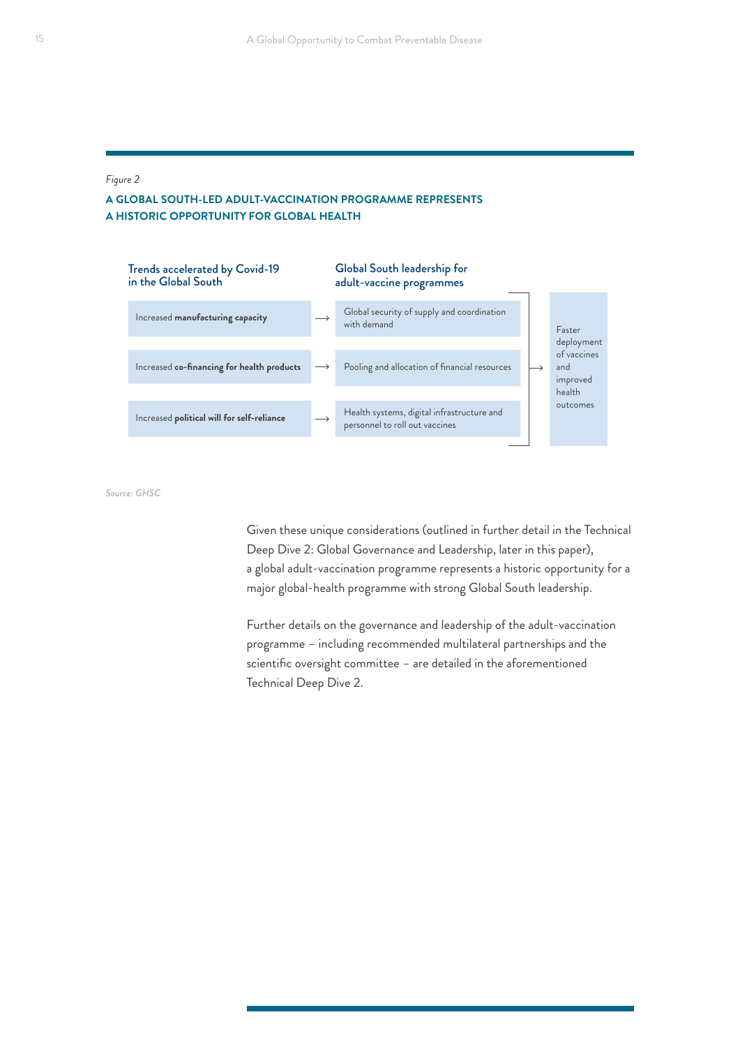*Figure 2*

**A GLOBAL SOUTH-LED ADULT-VACCINATION PROGRAMME REPRESENTS A HISTORIC OPPORTUNITY FOR GLOBAL HEALTH**

| Trends accelerated by Covid-19 in the Global South | | Global South leadership for adult-vaccine programmes | | |
|---|---|---|---|---|
| Increased **manufacturing capacity** | → | Global security of supply and coordination with demand | | |
| Increased **co-financing for health products** | → | Pooling and allocation of financial resources | → | Faster deployment of vaccines and improved health outcomes |
| Increased **political will for self-reliance** | → | Health systems, digital infrastructure and personnel to roll out vaccines | | |

*Source: GHSC*

Given these unique considerations (outlined in further detail in the Technical Deep Dive 2: Global Governance and Leadership, later in this paper), a global adult-vaccination programme represents a historic opportunity for a major global-health programme with strong Global South leadership.

Further details on the governance and leadership of the adult-vaccination programme – including recommended multilateral partnerships and the scientific oversight committee – are detailed in the aforementioned Technical Deep Dive 2.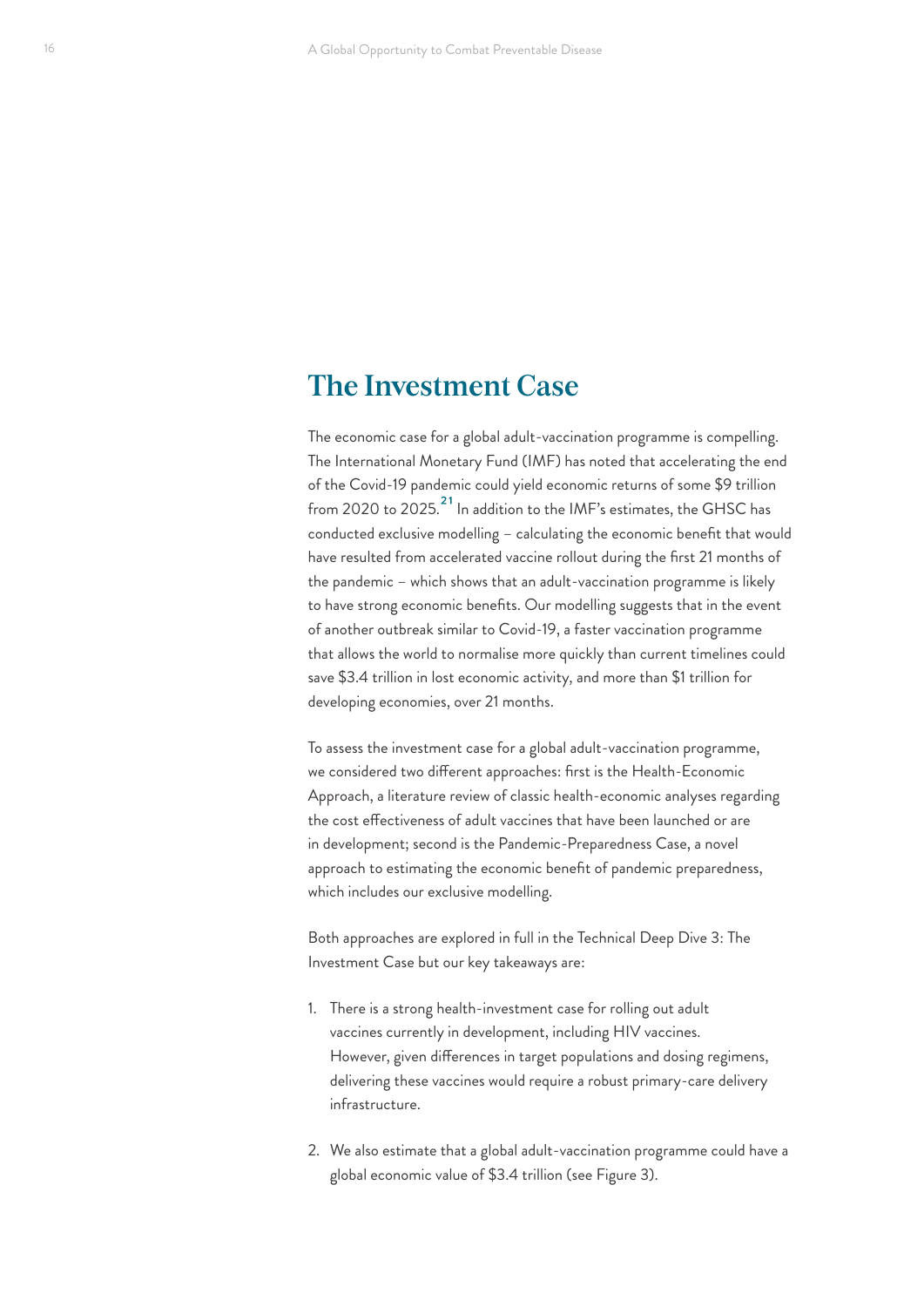## The Investment Case

The economic case for a global adult-vaccination programme is compelling. The International Monetary Fund (IMF) has noted that accelerating the end of the Covid-19 pandemic could yield economic returns of some $9 trillion from 2020 to 2025.[21] In addition to the IMF's estimates, the GHSC has conducted exclusive modelling – calculating the economic benefit that would have resulted from accelerated vaccine rollout during the first 21 months of the pandemic – which shows that an adult-vaccination programme is likely to have strong economic benefits. Our modelling suggests that in the event of another outbreak similar to Covid-19, a faster vaccination programme that allows the world to normalise more quickly than current timelines could save $3.4 trillion in lost economic activity, and more than $1 trillion for developing economies, over 21 months.

To assess the investment case for a global adult-vaccination programme, we considered two different approaches: first is the Health-Economic Approach, a literature review of classic health-economic analyses regarding the cost effectiveness of adult vaccines that have been launched or are in development; second is the Pandemic-Preparedness Case, a novel approach to estimating the economic benefit of pandemic preparedness, which includes our exclusive modelling.

Both approaches are explored in full in the Technical Deep Dive 3: The Investment Case but our key takeaways are:

1. There is a strong health-investment case for rolling out adult vaccines currently in development, including HIV vaccines. However, given differences in target populations and dosing regimens, delivering these vaccines would require a robust primary-care delivery infrastructure.

2. We also estimate that a global adult-vaccination programme could have a global economic value of $3.4 trillion (see Figure 3).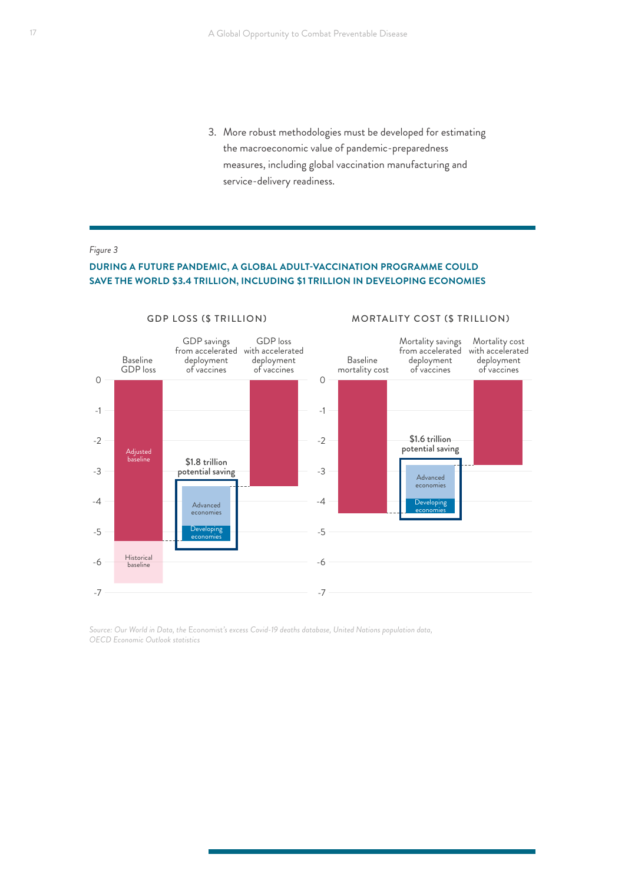3. More robust methodologies must be developed for estimating the macroeconomic value of pandemic-preparedness measures, including global vaccination manufacturing and service-delivery readiness.

*Figure 3*

**DURING A FUTURE PANDEMIC, A GLOBAL ADULT-VACCINATION PROGRAMME COULD SAVE THE WORLD $3.4 TRILLION, INCLUDING $1 TRILLION IN DEVELOPING ECONOMIES**

GDP LOSS ($ TRILLION)

Baseline GDP loss | GDP savings from accelerated deployment of vaccines | GDP loss with accelerated deployment of vaccines

0, -1, -2, -3, -4, -5, -6, -7

Adjusted baseline

Historical baseline

$1.8 trillion potential saving

Advanced economies

Developing economies

MORTALITY COST ($ TRILLION)

Baseline mortality cost | Mortality savings from accelerated deployment of vaccines | Mortality cost with accelerated deployment of vaccines

0, -1, -2, -3, -4, -5, -6, -7

$1.6 trillion potential saving

Advanced economies

Developing economies

*Source: Our World in Data, the Economist's excess Covid-19 deaths database, United Nations population data, OECD Economic Outlook statistics*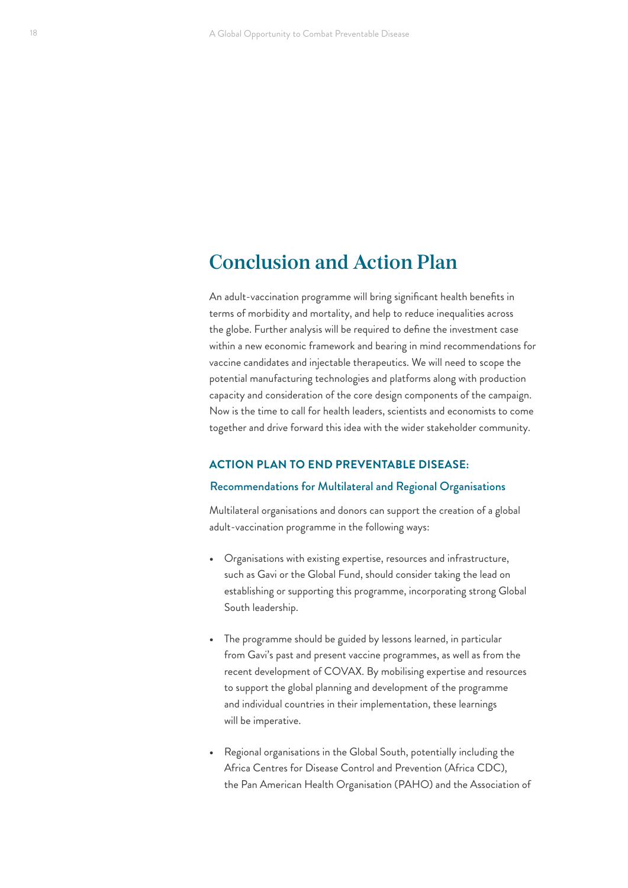# Conclusion and Action Plan

An adult-vaccination programme will bring significant health benefits in terms of morbidity and mortality, and help to reduce inequalities across the globe. Further analysis will be required to define the investment case within a new economic framework and bearing in mind recommendations for vaccine candidates and injectable therapeutics. We will need to scope the potential manufacturing technologies and platforms along with production capacity and consideration of the core design components of the campaign. Now is the time to call for health leaders, scientists and economists to come together and drive forward this idea with the wider stakeholder community.

## ACTION PLAN TO END PREVENTABLE DISEASE:

### Recommendations for Multilateral and Regional Organisations

Multilateral organisations and donors can support the creation of a global adult-vaccination programme in the following ways:

- Organisations with existing expertise, resources and infrastructure, such as Gavi or the Global Fund, should consider taking the lead on establishing or supporting this programme, incorporating strong Global South leadership.
- The programme should be guided by lessons learned, in particular from Gavi's past and present vaccine programmes, as well as from the recent development of COVAX. By mobilising expertise and resources to support the global planning and development of the programme and individual countries in their implementation, these learnings will be imperative.
- Regional organisations in the Global South, potentially including the Africa Centres for Disease Control and Prevention (Africa CDC), the Pan American Health Organisation (PAHO) and the Association of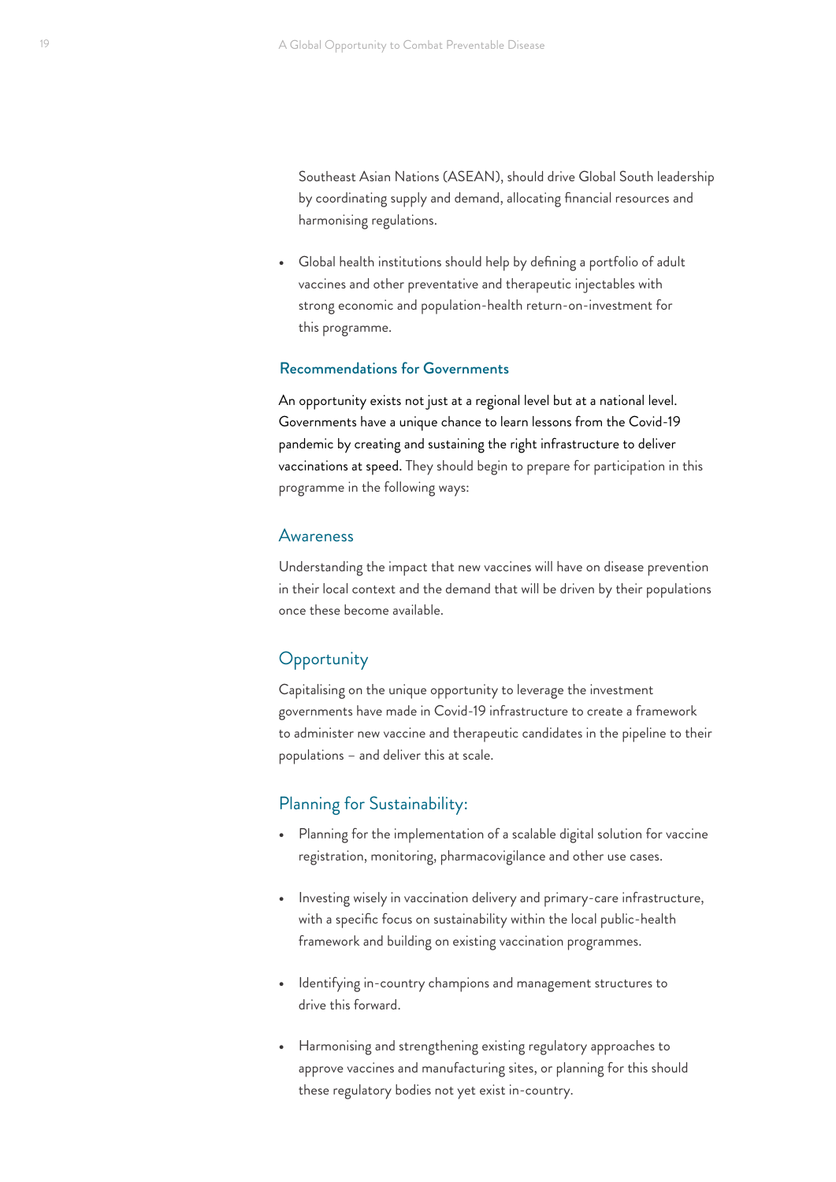Southeast Asian Nations (ASEAN), should drive Global South leadership by coordinating supply and demand, allocating financial resources and harmonising regulations.

- Global health institutions should help by defining a portfolio of adult vaccines and other preventative and therapeutic injectables with strong economic and population-health return-on-investment for this programme.

### Recommendations for Governments

An opportunity exists not just at a regional level but at a national level. Governments have a unique chance to learn lessons from the Covid-19 pandemic by creating and sustaining the right infrastructure to deliver vaccinations at speed. They should begin to prepare for participation in this programme in the following ways:

#### Awareness

Understanding the impact that new vaccines will have on disease prevention in their local context and the demand that will be driven by their populations once these become available.

#### Opportunity

Capitalising on the unique opportunity to leverage the investment governments have made in Covid-19 infrastructure to create a framework to administer new vaccine and therapeutic candidates in the pipeline to their populations – and deliver this at scale.

#### Planning for Sustainability:

- Planning for the implementation of a scalable digital solution for vaccine registration, monitoring, pharmacovigilance and other use cases.

- Investing wisely in vaccination delivery and primary-care infrastructure, with a specific focus on sustainability within the local public-health framework and building on existing vaccination programmes.

- Identifying in-country champions and management structures to drive this forward.

- Harmonising and strengthening existing regulatory approaches to approve vaccines and manufacturing sites, or planning for this should these regulatory bodies not yet exist in-country.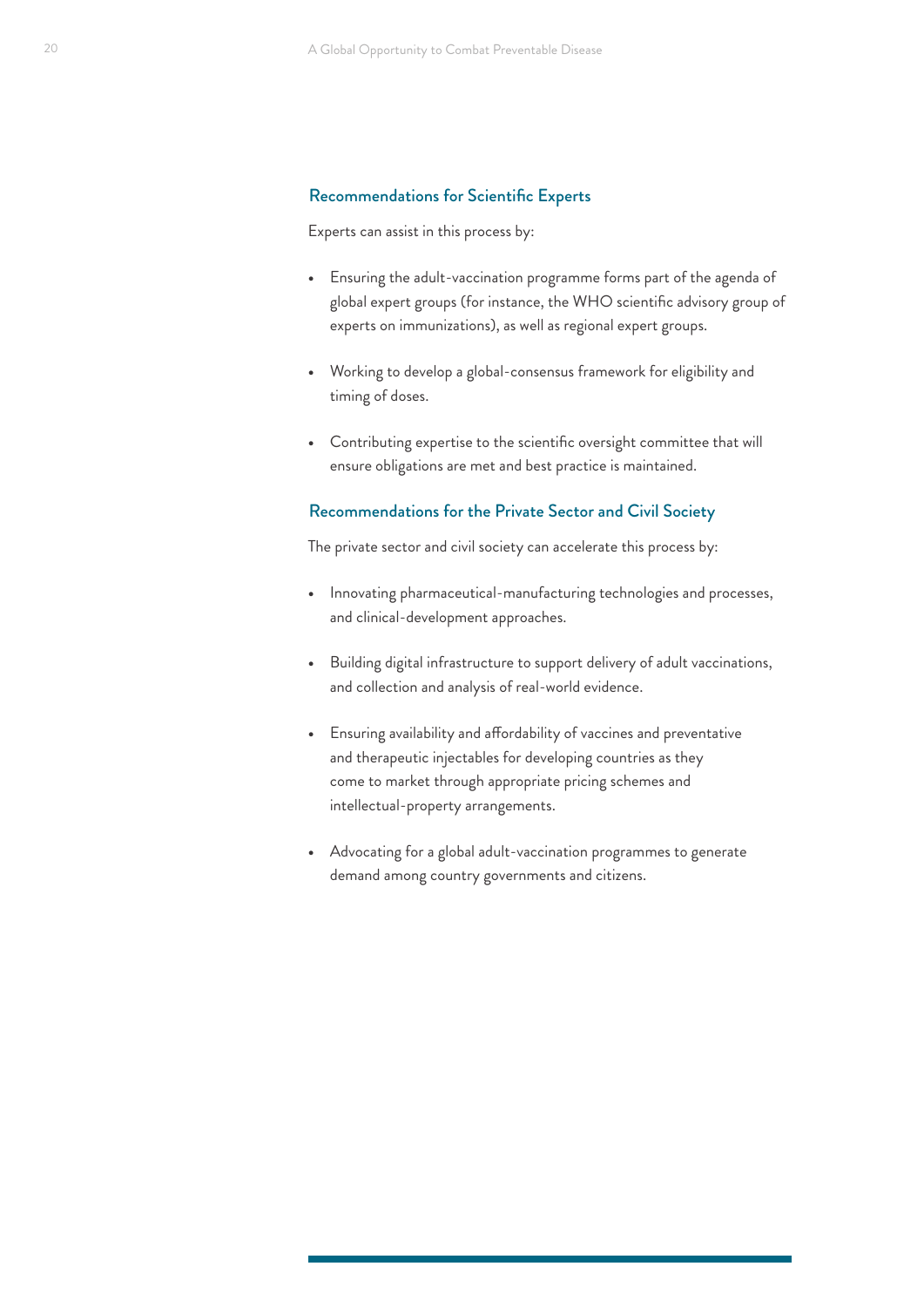### Recommendations for Scientific Experts

Experts can assist in this process by:

- Ensuring the adult-vaccination programme forms part of the agenda of global expert groups (for instance, the WHO scientific advisory group of experts on immunizations), as well as regional expert groups.
- Working to develop a global-consensus framework for eligibility and timing of doses.
- Contributing expertise to the scientific oversight committee that will ensure obligations are met and best practice is maintained.

### Recommendations for the Private Sector and Civil Society

The private sector and civil society can accelerate this process by:

- Innovating pharmaceutical-manufacturing technologies and processes, and clinical-development approaches.
- Building digital infrastructure to support delivery of adult vaccinations, and collection and analysis of real-world evidence.
- Ensuring availability and affordability of vaccines and preventative and therapeutic injectables for developing countries as they come to market through appropriate pricing schemes and intellectual-property arrangements.
- Advocating for a global adult-vaccination programmes to generate demand among country governments and citizens.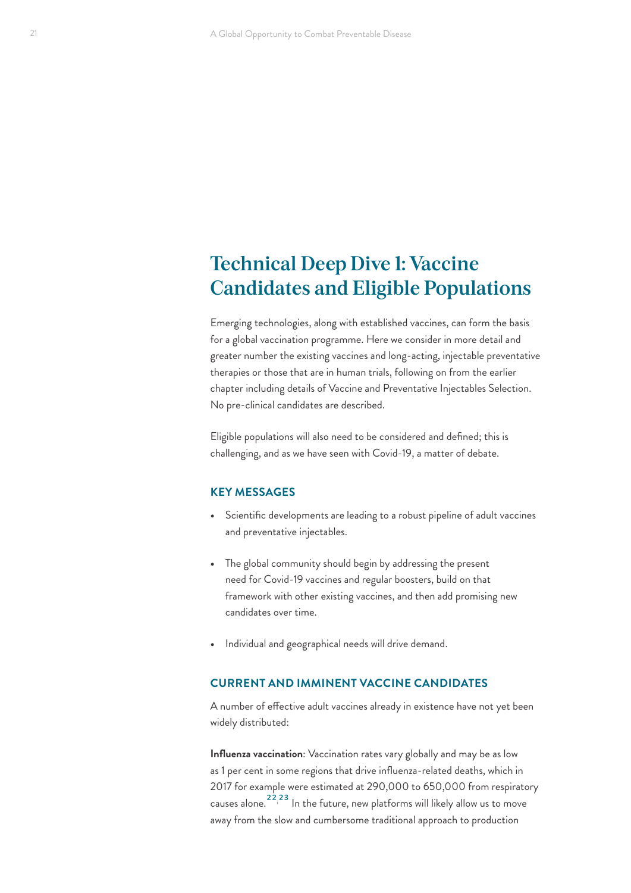# Technical Deep Dive 1: Vaccine Candidates and Eligible Populations

Emerging technologies, along with established vaccines, can form the basis for a global vaccination programme. Here we consider in more detail and greater number the existing vaccines and long-acting, injectable preventative therapies or those that are in human trials, following on from the earlier chapter including details of Vaccine and Preventative Injectables Selection. No pre-clinical candidates are described.

Eligible populations will also need to be considered and defined; this is challenging, and as we have seen with Covid-19, a matter of debate.

## KEY MESSAGES

- Scientific developments are leading to a robust pipeline of adult vaccines and preventative injectables.
- The global community should begin by addressing the present need for Covid-19 vaccines and regular boosters, build on that framework with other existing vaccines, and then add promising new candidates over time.
- Individual and geographical needs will drive demand.

## CURRENT AND IMMINENT VACCINE CANDIDATES

A number of effective adult vaccines already in existence have not yet been widely distributed:

**Influenza vaccination**: Vaccination rates vary globally and may be as low as 1 per cent in some regions that drive influenza-related deaths, which in 2017 for example were estimated at 290,000 to 650,000 from respiratory causes alone.[22,23] In the future, new platforms will likely allow us to move away from the slow and cumbersome traditional approach to production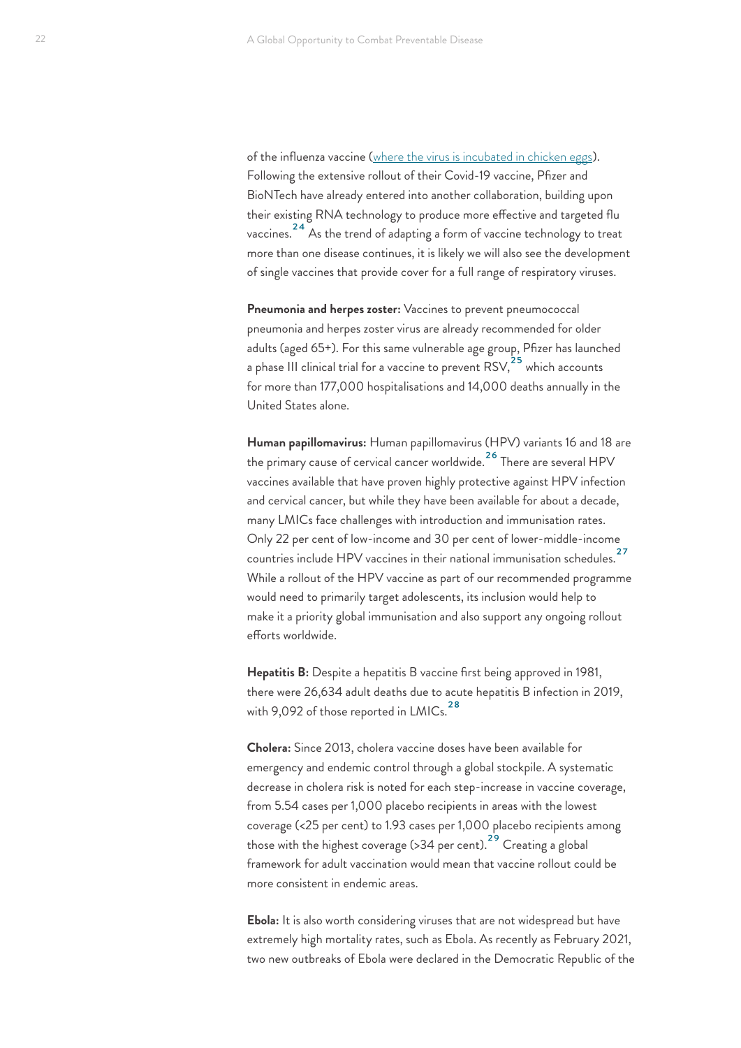of the influenza vaccine ([where the virus is incubated in chicken eggs]()). Following the extensive rollout of their Covid-19 vaccine, Pfizer and BioNTech have already entered into another collaboration, building upon their existing RNA technology to produce more effective and targeted flu vaccines.[24] As the trend of adapting a form of vaccine technology to treat more than one disease continues, it is likely we will also see the development of single vaccines that provide cover for a full range of respiratory viruses.

**Pneumonia and herpes zoster:** Vaccines to prevent pneumococcal pneumonia and herpes zoster virus are already recommended for older adults (aged 65+). For this same vulnerable age group, Pfizer has launched a phase III clinical trial for a vaccine to prevent RSV,[25] which accounts for more than 177,000 hospitalisations and 14,000 deaths annually in the United States alone.

**Human papillomavirus:** Human papillomavirus (HPV) variants 16 and 18 are the primary cause of cervical cancer worldwide.[26] There are several HPV vaccines available that have proven highly protective against HPV infection and cervical cancer, but while they have been available for about a decade, many LMICs face challenges with introduction and immunisation rates. Only 22 per cent of low-income and 30 per cent of lower-middle-income countries include HPV vaccines in their national immunisation schedules.[27] While a rollout of the HPV vaccine as part of our recommended programme would need to primarily target adolescents, its inclusion would help to make it a priority global immunisation and also support any ongoing rollout efforts worldwide.

**Hepatitis B:** Despite a hepatitis B vaccine first being approved in 1981, there were 26,634 adult deaths due to acute hepatitis B infection in 2019, with 9,092 of those reported in LMICs.[28]

**Cholera:** Since 2013, cholera vaccine doses have been available for emergency and endemic control through a global stockpile. A systematic decrease in cholera risk is noted for each step-increase in vaccine coverage, from 5.54 cases per 1,000 placebo recipients in areas with the lowest coverage (<25 per cent) to 1.93 cases per 1,000 placebo recipients among those with the highest coverage (>34 per cent).[29] Creating a global framework for adult vaccination would mean that vaccine rollout could be more consistent in endemic areas.

**Ebola:** It is also worth considering viruses that are not widespread but have extremely high mortality rates, such as Ebola. As recently as February 2021, two new outbreaks of Ebola were declared in the Democratic Republic of the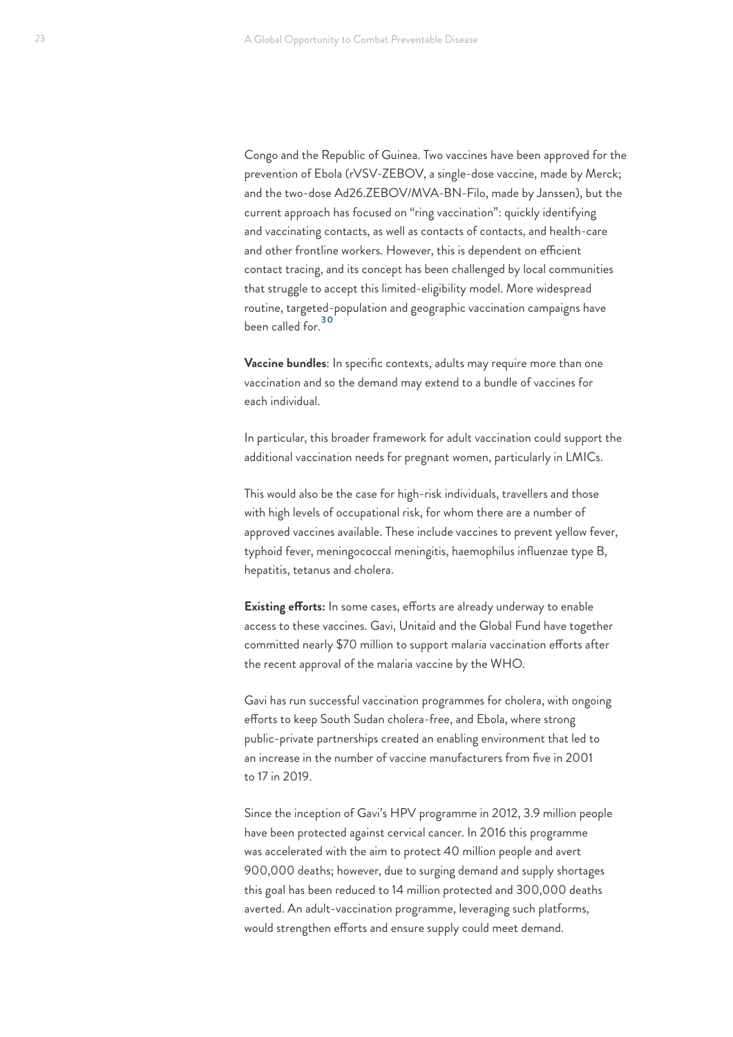Congo and the Republic of Guinea. Two vaccines have been approved for the prevention of Ebola (rVSV-ZEBOV, a single-dose vaccine, made by Merck; and the two-dose Ad26.ZEBOV/MVA-BN-Filo, made by Janssen), but the current approach has focused on "ring vaccination": quickly identifying and vaccinating contacts, as well as contacts of contacts, and health-care and other frontline workers. However, this is dependent on efficient contact tracing, and its concept has been challenged by local communities that struggle to accept this limited-eligibility model. More widespread routine, targeted-population and geographic vaccination campaigns have been called for.[30]

**Vaccine bundles**: In specific contexts, adults may require more than one vaccination and so the demand may extend to a bundle of vaccines for each individual.

In particular, this broader framework for adult vaccination could support the additional vaccination needs for pregnant women, particularly in LMICs.

This would also be the case for high-risk individuals, travellers and those with high levels of occupational risk, for whom there are a number of approved vaccines available. These include vaccines to prevent yellow fever, typhoid fever, meningococcal meningitis, haemophilus influenzae type B, hepatitis, tetanus and cholera.

**Existing efforts:** In some cases, efforts are already underway to enable access to these vaccines. Gavi, Unitaid and the Global Fund have together committed nearly $70 million to support malaria vaccination efforts after the recent approval of the malaria vaccine by the WHO.

Gavi has run successful vaccination programmes for cholera, with ongoing efforts to keep South Sudan cholera-free, and Ebola, where strong public-private partnerships created an enabling environment that led to an increase in the number of vaccine manufacturers from five in 2001 to 17 in 2019.

Since the inception of Gavi's HPV programme in 2012, 3.9 million people have been protected against cervical cancer. In 2016 this programme was accelerated with the aim to protect 40 million people and avert 900,000 deaths; however, due to surging demand and supply shortages this goal has been reduced to 14 million protected and 300,000 deaths averted. An adult-vaccination programme, leveraging such platforms, would strengthen efforts and ensure supply could meet demand.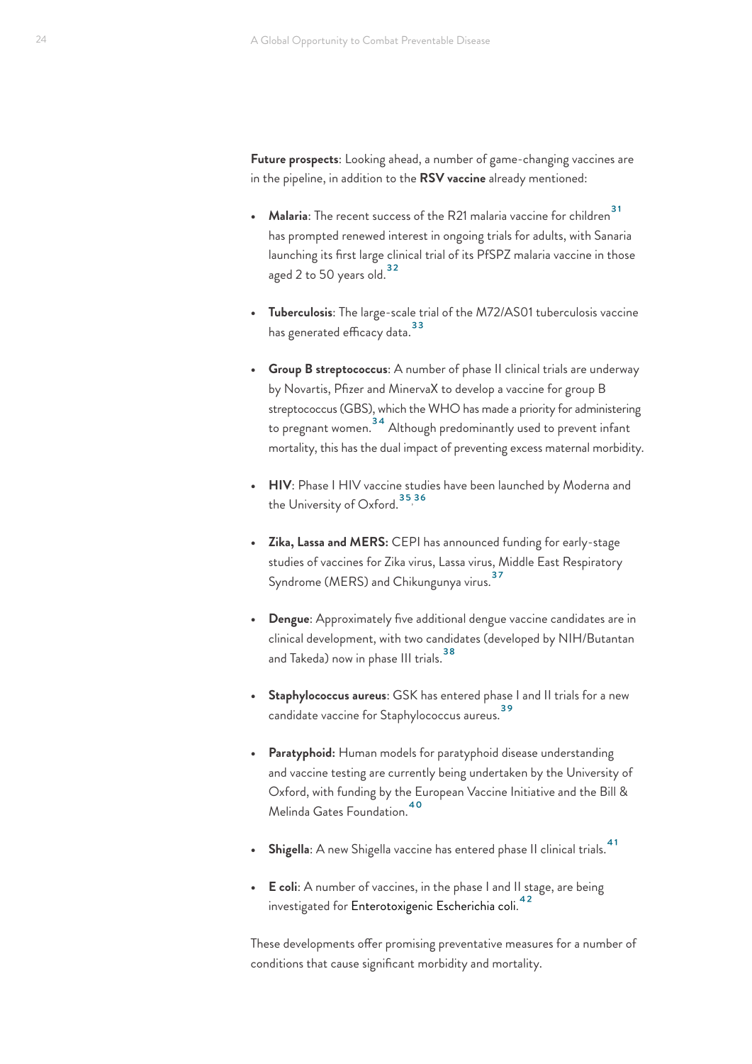**Future prospects**: Looking ahead, a number of game-changing vaccines are in the pipeline, in addition to the **RSV vaccine** already mentioned:

- **Malaria**: The recent success of the R21 malaria vaccine for children[31] has prompted renewed interest in ongoing trials for adults, with Sanaria launching its first large clinical trial of its PfSPZ malaria vaccine in those aged 2 to 50 years old.[32]

- **Tuberculosis**: The large-scale trial of the M72/AS01 tuberculosis vaccine has generated efficacy data.[33]

- **Group B streptococcus**: A number of phase II clinical trials are underway by Novartis, Pfizer and MinervaX to develop a vaccine for group B streptococcus (GBS), which the WHO has made a priority for administering to pregnant women.[34] Although predominantly used to prevent infant mortality, this has the dual impact of preventing excess maternal morbidity.

- **HIV**: Phase I HIV vaccine studies have been launched by Moderna and the University of Oxford.[35,36]

- **Zika, Lassa and MERS:** CEPI has announced funding for early-stage studies of vaccines for Zika virus, Lassa virus, Middle East Respiratory Syndrome (MERS) and Chikungunya virus.[37]

- **Dengue**: Approximately five additional dengue vaccine candidates are in clinical development, with two candidates (developed by NIH/Butantan and Takeda) now in phase III trials.[38]

- **Staphylococcus aureus**: GSK has entered phase I and II trials for a new candidate vaccine for Staphylococcus aureus.[39]

- **Paratyphoid:** Human models for paratyphoid disease understanding and vaccine testing are currently being undertaken by the University of Oxford, with funding by the European Vaccine Initiative and the Bill & Melinda Gates Foundation.[40]

- **Shigella**: A new Shigella vaccine has entered phase II clinical trials.[41]

- **E coli**: A number of vaccines, in the phase I and II stage, are being investigated for Enterotoxigenic Escherichia coli.[42]

These developments offer promising preventative measures for a number of conditions that cause significant morbidity and mortality.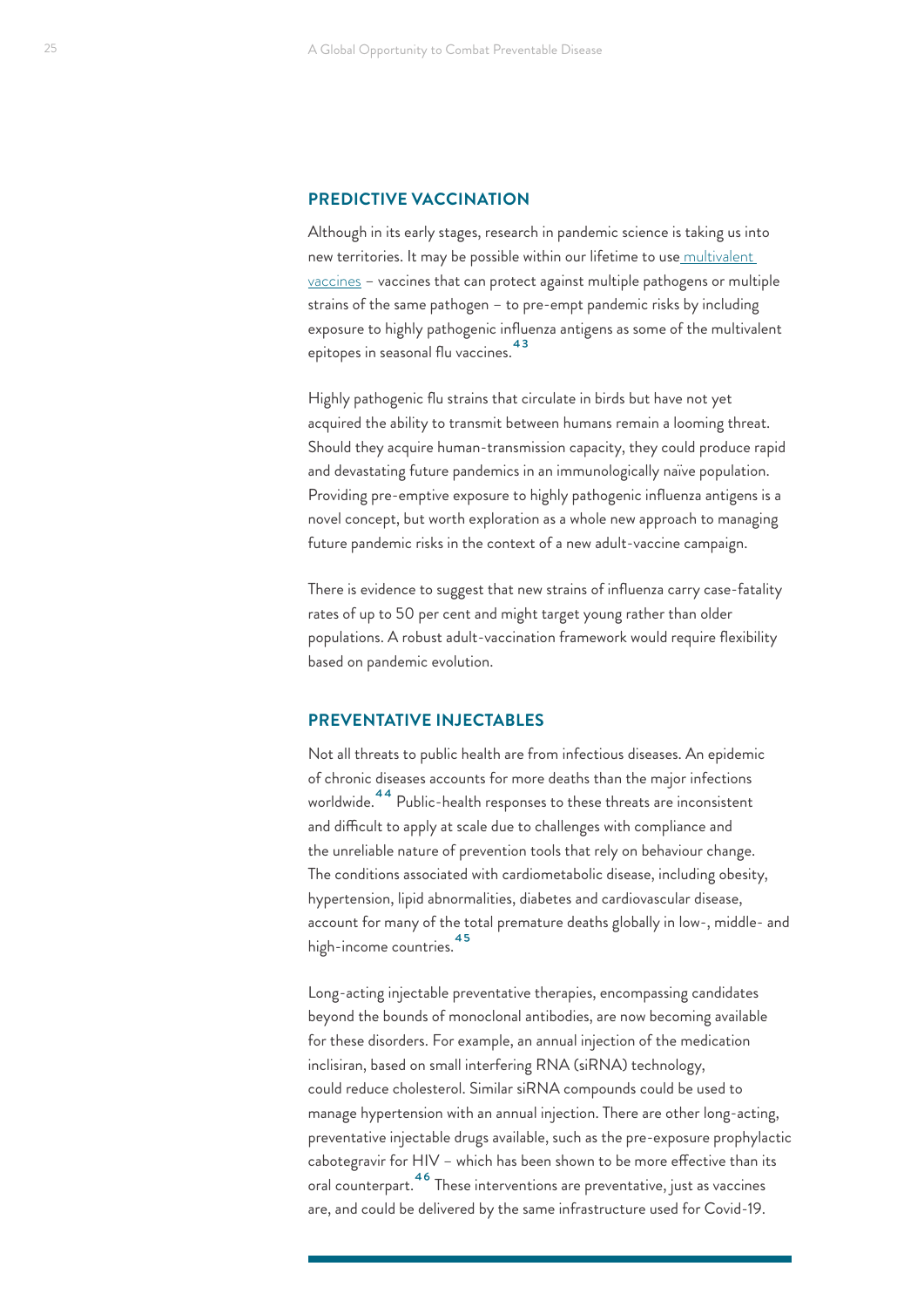## PREDICTIVE VACCINATION

Although in its early stages, research in pandemic science is taking us into new territories. It may be possible within our lifetime to use multivalent vaccines – vaccines that can protect against multiple pathogens or multiple strains of the same pathogen – to pre-empt pandemic risks by including exposure to highly pathogenic influenza antigens as some of the multivalent epitopes in seasonal flu vaccines.[43]

Highly pathogenic flu strains that circulate in birds but have not yet acquired the ability to transmit between humans remain a looming threat. Should they acquire human-transmission capacity, they could produce rapid and devastating future pandemics in an immunologically naïve population. Providing pre-emptive exposure to highly pathogenic influenza antigens is a novel concept, but worth exploration as a whole new approach to managing future pandemic risks in the context of a new adult-vaccine campaign.

There is evidence to suggest that new strains of influenza carry case-fatality rates of up to 50 per cent and might target young rather than older populations. A robust adult-vaccination framework would require flexibility based on pandemic evolution.

## PREVENTATIVE INJECTABLES

Not all threats to public health are from infectious diseases. An epidemic of chronic diseases accounts for more deaths than the major infections worldwide.[44] Public-health responses to these threats are inconsistent and difficult to apply at scale due to challenges with compliance and the unreliable nature of prevention tools that rely on behaviour change. The conditions associated with cardiometabolic disease, including obesity, hypertension, lipid abnormalities, diabetes and cardiovascular disease, account for many of the total premature deaths globally in low-, middle- and high-income countries.[45]

Long-acting injectable preventative therapies, encompassing candidates beyond the bounds of monoclonal antibodies, are now becoming available for these disorders. For example, an annual injection of the medication inclisiran, based on small interfering RNA (siRNA) technology, could reduce cholesterol. Similar siRNA compounds could be used to manage hypertension with an annual injection. There are other long-acting, preventative injectable drugs available, such as the pre-exposure prophylactic cabotegravir for HIV – which has been shown to be more effective than its oral counterpart.[46] These interventions are preventative, just as vaccines are, and could be delivered by the same infrastructure used for Covid-19.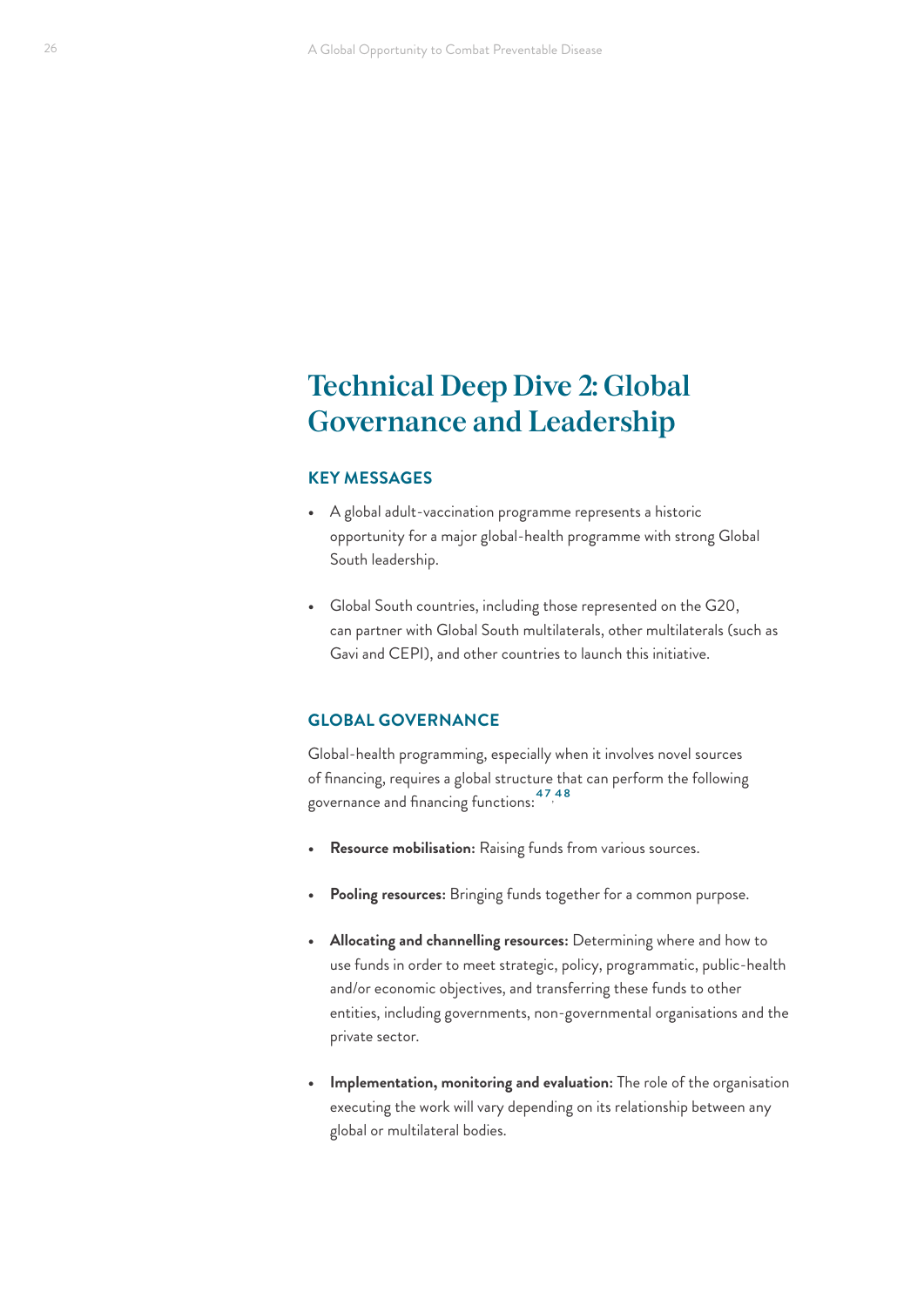# Technical Deep Dive 2: Global Governance and Leadership

## KEY MESSAGES

- A global adult-vaccination programme represents a historic opportunity for a major global-health programme with strong Global South leadership.
- Global South countries, including those represented on the G20, can partner with Global South multilaterals, other multilaterals (such as Gavi and CEPI), and other countries to launch this initiative.

## GLOBAL GOVERNANCE

Global-health programming, especially when it involves novel sources of financing, requires a global structure that can perform the following governance and financing functions:[47,48]

- **Resource mobilisation:** Raising funds from various sources.
- **Pooling resources:** Bringing funds together for a common purpose.
- **Allocating and channelling resources:** Determining where and how to use funds in order to meet strategic, policy, programmatic, public-health and/or economic objectives, and transferring these funds to other entities, including governments, non-governmental organisations and the private sector.
- **Implementation, monitoring and evaluation:** The role of the organisation executing the work will vary depending on its relationship between any global or multilateral bodies.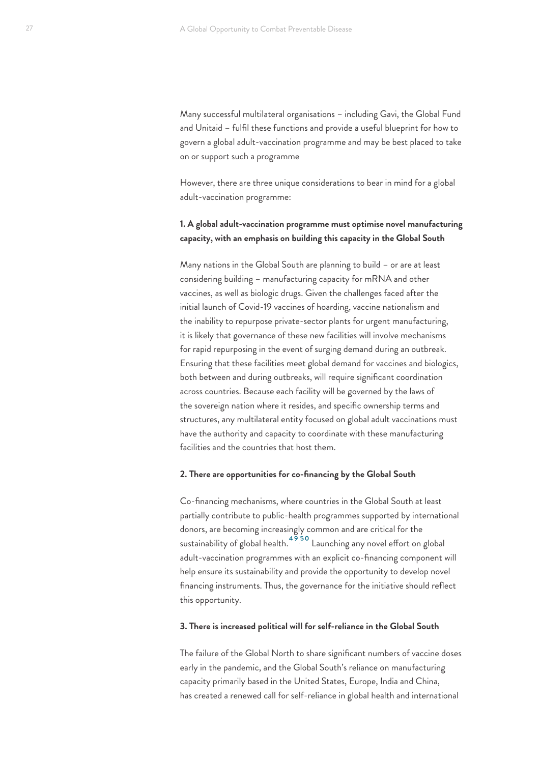Many successful multilateral organisations – including Gavi, the Global Fund and Unitaid – fulfil these functions and provide a useful blueprint for how to govern a global adult-vaccination programme and may be best placed to take on or support such a programme

However, there are three unique considerations to bear in mind for a global adult-vaccination programme:

**1. A global adult-vaccination programme must optimise novel manufacturing capacity, with an emphasis on building this capacity in the Global South**

Many nations in the Global South are planning to build – or are at least considering building – manufacturing capacity for mRNA and other vaccines, as well as biologic drugs. Given the challenges faced after the initial launch of Covid-19 vaccines of hoarding, vaccine nationalism and the inability to repurpose private-sector plants for urgent manufacturing, it is likely that governance of these new facilities will involve mechanisms for rapid repurposing in the event of surging demand during an outbreak. Ensuring that these facilities meet global demand for vaccines and biologics, both between and during outbreaks, will require significant coordination across countries. Because each facility will be governed by the laws of the sovereign nation where it resides, and specific ownership terms and structures, any multilateral entity focused on global adult vaccinations must have the authority and capacity to coordinate with these manufacturing facilities and the countries that host them.

**2. There are opportunities for co-financing by the Global South**

Co-financing mechanisms, where countries in the Global South at least partially contribute to public-health programmes supported by international donors, are becoming increasingly common and are critical for the sustainability of global health.[49,50] Launching any novel effort on global adult-vaccination programmes with an explicit co-financing component will help ensure its sustainability and provide the opportunity to develop novel financing instruments. Thus, the governance for the initiative should reflect this opportunity.

**3. There is increased political will for self-reliance in the Global South**

The failure of the Global North to share significant numbers of vaccine doses early in the pandemic, and the Global South's reliance on manufacturing capacity primarily based in the United States, Europe, India and China, has created a renewed call for self-reliance in global health and international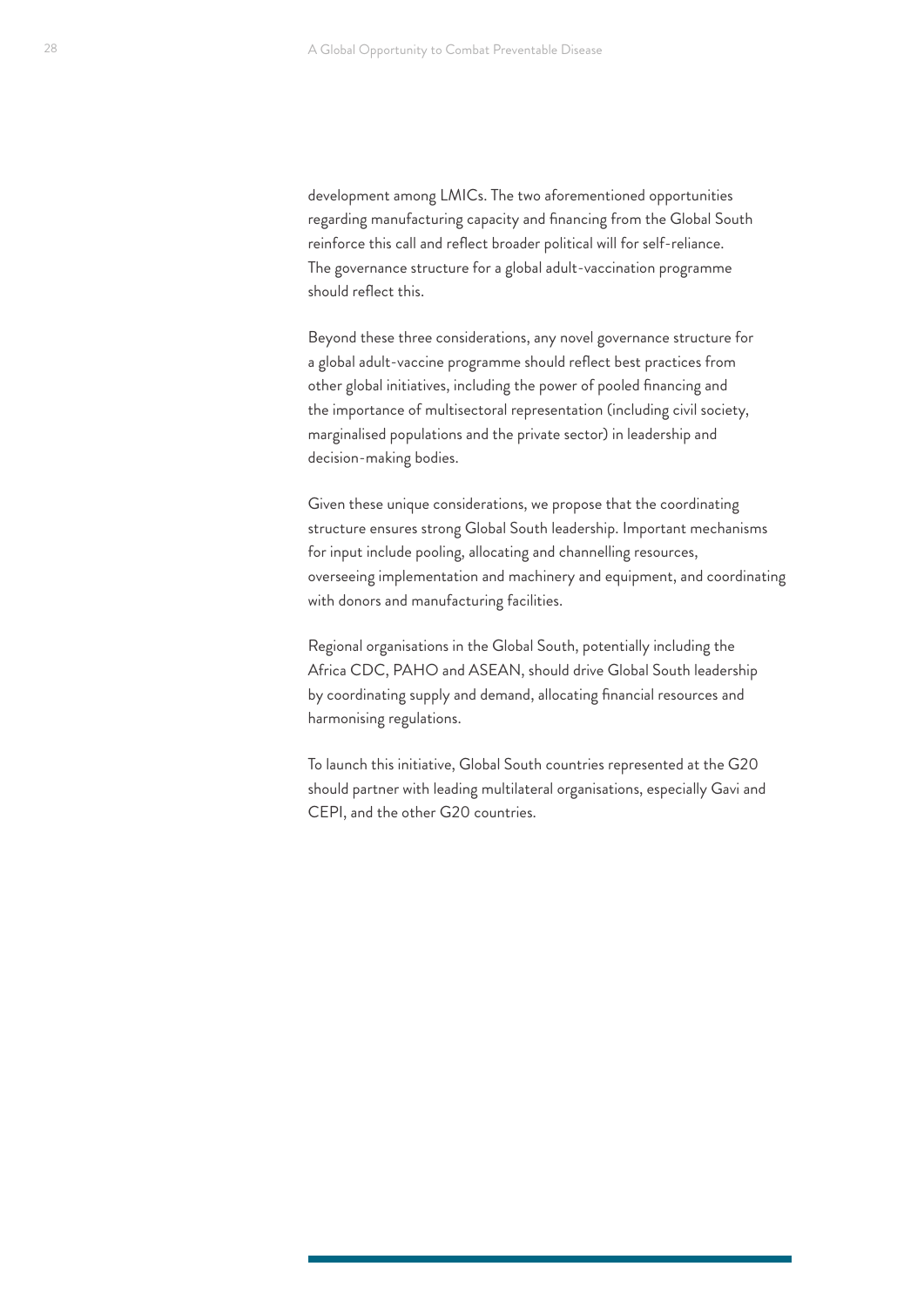development among LMICs. The two aforementioned opportunities regarding manufacturing capacity and financing from the Global South reinforce this call and reflect broader political will for self-reliance. The governance structure for a global adult-vaccination programme should reflect this.

Beyond these three considerations, any novel governance structure for a global adult-vaccine programme should reflect best practices from other global initiatives, including the power of pooled financing and the importance of multisectoral representation (including civil society, marginalised populations and the private sector) in leadership and decision-making bodies.

Given these unique considerations, we propose that the coordinating structure ensures strong Global South leadership. Important mechanisms for input include pooling, allocating and channelling resources, overseeing implementation and machinery and equipment, and coordinating with donors and manufacturing facilities.

Regional organisations in the Global South, potentially including the Africa CDC, PAHO and ASEAN, should drive Global South leadership by coordinating supply and demand, allocating financial resources and harmonising regulations.

To launch this initiative, Global South countries represented at the G20 should partner with leading multilateral organisations, especially Gavi and CEPI, and the other G20 countries.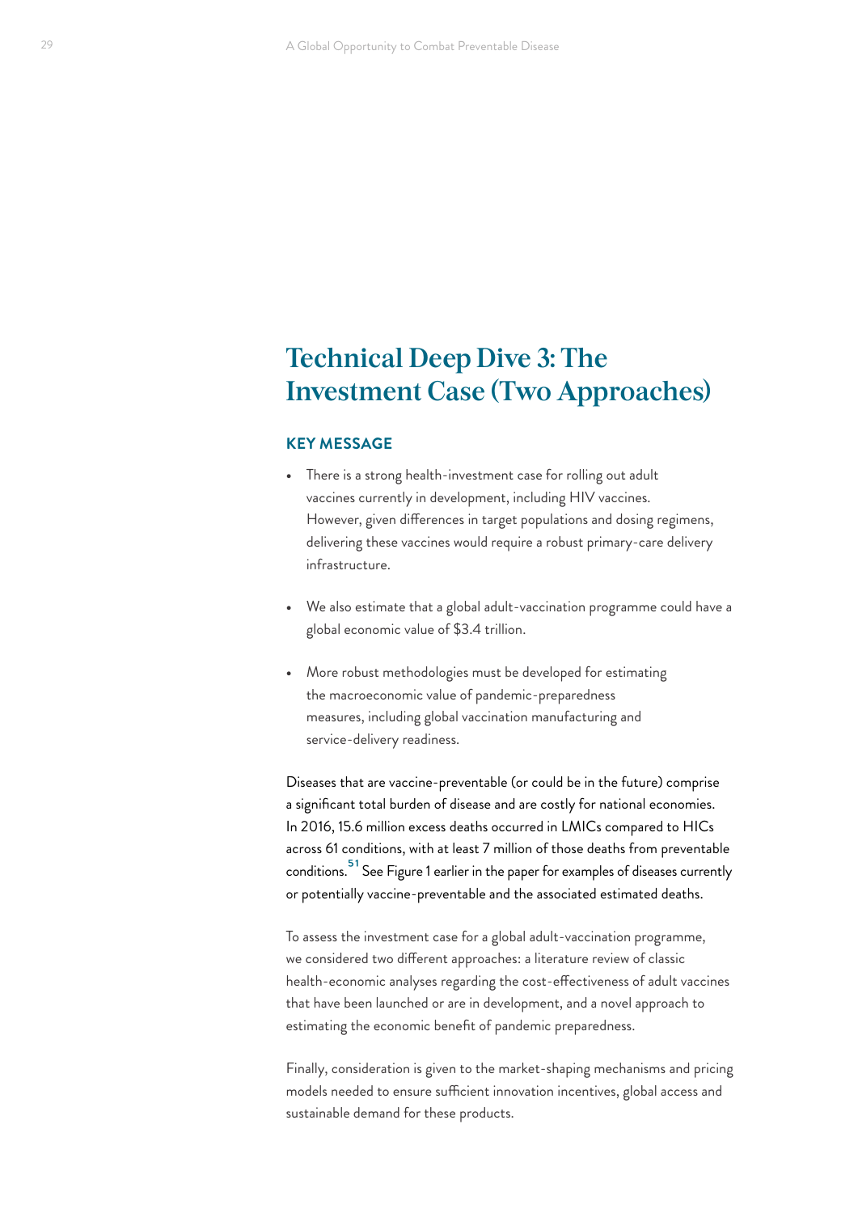# Technical Deep Dive 3: The Investment Case (Two Approaches)

### KEY MESSAGE

- There is a strong health-investment case for rolling out adult vaccines currently in development, including HIV vaccines. However, given differences in target populations and dosing regimens, delivering these vaccines would require a robust primary-care delivery infrastructure.
- We also estimate that a global adult-vaccination programme could have a global economic value of $3.4 trillion.
- More robust methodologies must be developed for estimating the macroeconomic value of pandemic-preparedness measures, including global vaccination manufacturing and service-delivery readiness.

Diseases that are vaccine-preventable (or could be in the future) comprise a significant total burden of disease and are costly for national economies. In 2016, 15.6 million excess deaths occurred in LMICs compared to HICs across 61 conditions, with at least 7 million of those deaths from preventable conditions.[51] See Figure 1 earlier in the paper for examples of diseases currently or potentially vaccine-preventable and the associated estimated deaths.

To assess the investment case for a global adult-vaccination programme, we considered two different approaches: a literature review of classic health-economic analyses regarding the cost-effectiveness of adult vaccines that have been launched or are in development, and a novel approach to estimating the economic benefit of pandemic preparedness.

Finally, consideration is given to the market-shaping mechanisms and pricing models needed to ensure sufficient innovation incentives, global access and sustainable demand for these products.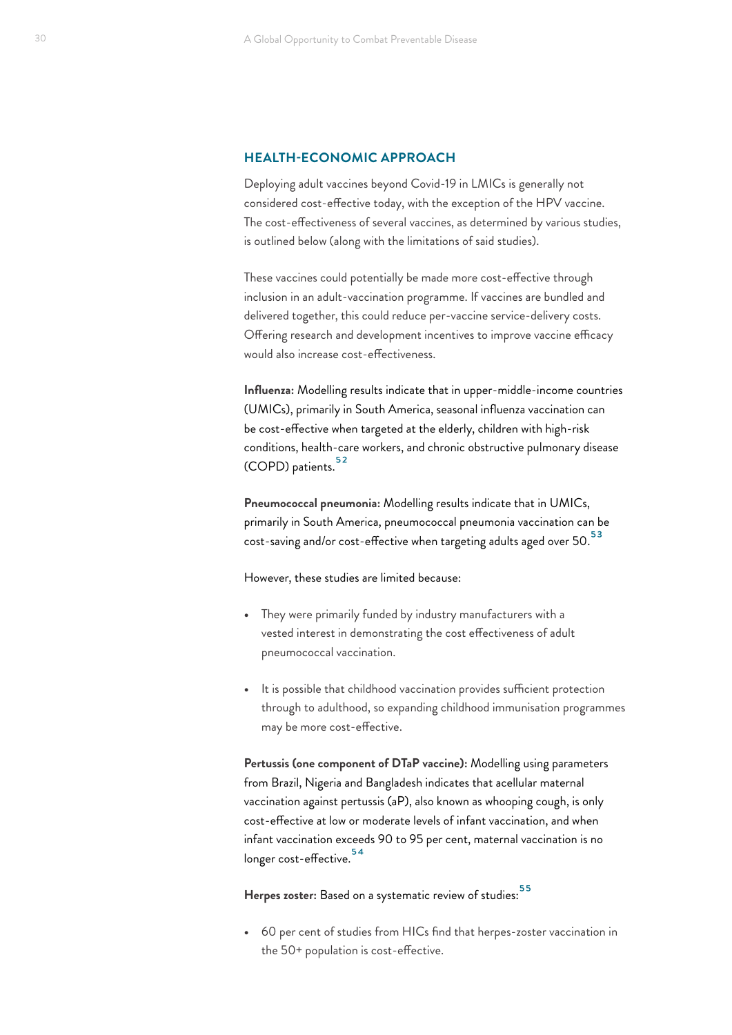## HEALTH-ECONOMIC APPROACH

Deploying adult vaccines beyond Covid-19 in LMICs is generally not considered cost-effective today, with the exception of the HPV vaccine. The cost-effectiveness of several vaccines, as determined by various studies, is outlined below (along with the limitations of said studies).

These vaccines could potentially be made more cost-effective through inclusion in an adult-vaccination programme. If vaccines are bundled and delivered together, this could reduce per-vaccine service-delivery costs. Offering research and development incentives to improve vaccine efficacy would also increase cost-effectiveness.

**Influenza:** Modelling results indicate that in upper-middle-income countries (UMICs), primarily in South America, seasonal influenza vaccination can be cost-effective when targeted at the elderly, children with high-risk conditions, health-care workers, and chronic obstructive pulmonary disease (COPD) patients.[52]

**Pneumococcal pneumonia:** Modelling results indicate that in UMICs, primarily in South America, pneumococcal pneumonia vaccination can be cost-saving and/or cost-effective when targeting adults aged over 50.[53]

However, these studies are limited because:

- They were primarily funded by industry manufacturers with a vested interest in demonstrating the cost effectiveness of adult pneumococcal vaccination.
- It is possible that childhood vaccination provides sufficient protection through to adulthood, so expanding childhood immunisation programmes may be more cost-effective.

**Pertussis (one component of DTaP vaccine):** Modelling using parameters from Brazil, Nigeria and Bangladesh indicates that acellular maternal vaccination against pertussis (aP), also known as whooping cough, is only cost-effective at low or moderate levels of infant vaccination, and when infant vaccination exceeds 90 to 95 per cent, maternal vaccination is no longer cost-effective.[54]

**Herpes zoster:** Based on a systematic review of studies:[55]

- 60 per cent of studies from HICs find that herpes-zoster vaccination in the 50+ population is cost-effective.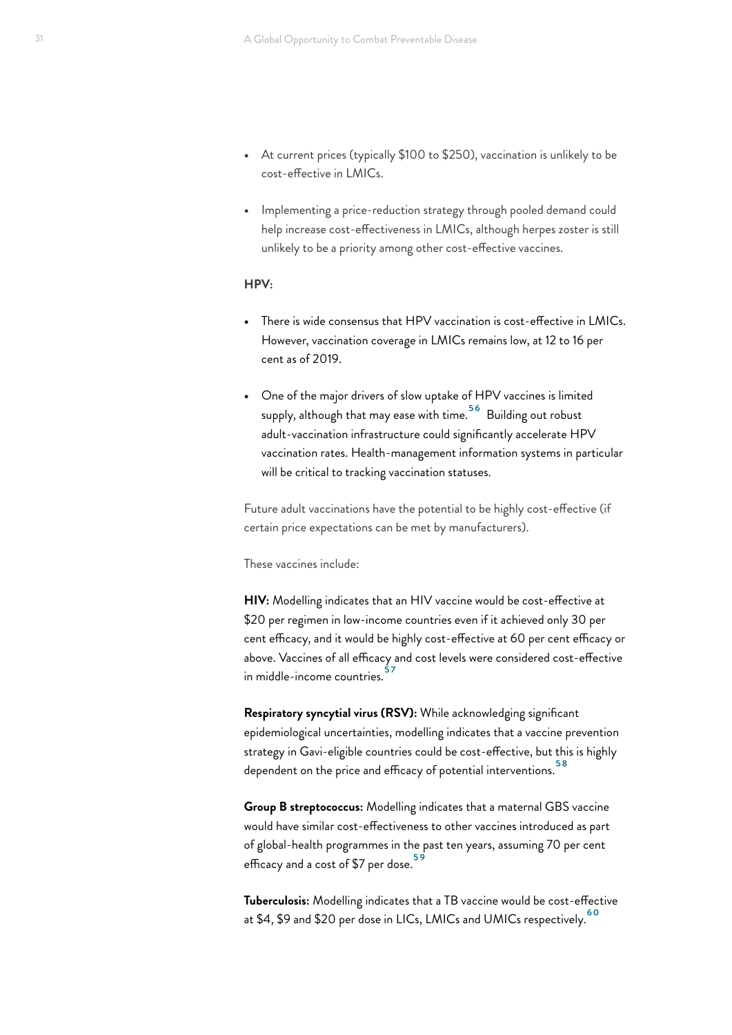- At current prices (typically $100 to $250), vaccination is unlikely to be cost-effective in LMICs.
- Implementing a price-reduction strategy through pooled demand could help increase cost-effectiveness in LMICs, although herpes zoster is still unlikely to be a priority among other cost-effective vaccines.

**HPV:**

- There is wide consensus that HPV vaccination is cost-effective in LMICs. However, vaccination coverage in LMICs remains low, at 12 to 16 per cent as of 2019.
- One of the major drivers of slow uptake of HPV vaccines is limited supply, although that may ease with time.[56] Building out robust adult-vaccination infrastructure could significantly accelerate HPV vaccination rates. Health-management information systems in particular will be critical to tracking vaccination statuses.

Future adult vaccinations have the potential to be highly cost-effective (if certain price expectations can be met by manufacturers).

These vaccines include:

**HIV:** Modelling indicates that an HIV vaccine would be cost-effective at $20 per regimen in low-income countries even if it achieved only 30 per cent efficacy, and it would be highly cost-effective at 60 per cent efficacy or above. Vaccines of all efficacy and cost levels were considered cost-effective in middle-income countries.[57]

**Respiratory syncytial virus (RSV):** While acknowledging significant epidemiological uncertainties, modelling indicates that a vaccine prevention strategy in Gavi-eligible countries could be cost-effective, but this is highly dependent on the price and efficacy of potential interventions.[58]

**Group B streptococcus:** Modelling indicates that a maternal GBS vaccine would have similar cost-effectiveness to other vaccines introduced as part of global-health programmes in the past ten years, assuming 70 per cent efficacy and a cost of $7 per dose.[59]

**Tuberculosis:** Modelling indicates that a TB vaccine would be cost-effective at $4, $9 and $20 per dose in LICs, LMICs and UMICs respectively.[60]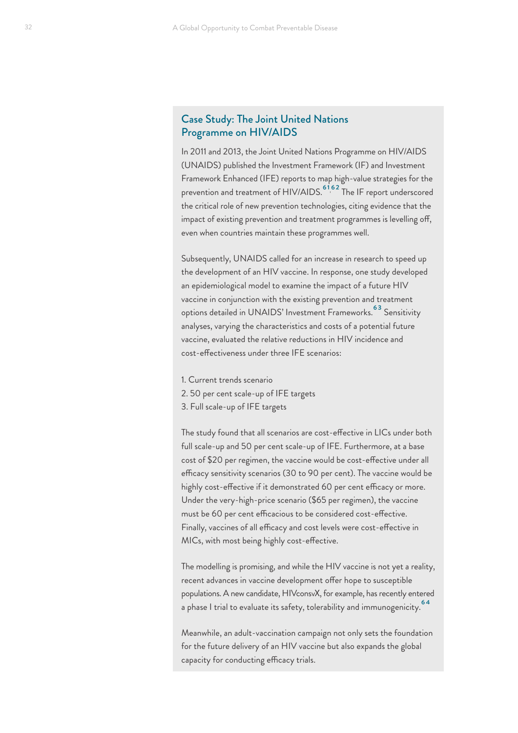## Case Study: The Joint United Nations Programme on HIV/AIDS

In 2011 and 2013, the Joint United Nations Programme on HIV/AIDS (UNAIDS) published the Investment Framework (IF) and Investment Framework Enhanced (IFE) reports to map high-value strategies for the prevention and treatment of HIV/AIDS.[61,62] The IF report underscored the critical role of new prevention technologies, citing evidence that the impact of existing prevention and treatment programmes is levelling off, even when countries maintain these programmes well.

Subsequently, UNAIDS called for an increase in research to speed up the development of an HIV vaccine. In response, one study developed an epidemiological model to examine the impact of a future HIV vaccine in conjunction with the existing prevention and treatment options detailed in UNAIDS' Investment Frameworks.[63] Sensitivity analyses, varying the characteristics and costs of a potential future vaccine, evaluated the relative reductions in HIV incidence and cost-effectiveness under three IFE scenarios:

1. Current trends scenario
2. 50 per cent scale-up of IFE targets
3. Full scale-up of IFE targets

The study found that all scenarios are cost-effective in LICs under both full scale-up and 50 per cent scale-up of IFE. Furthermore, at a base cost of $20 per regimen, the vaccine would be cost-effective under all efficacy sensitivity scenarios (30 to 90 per cent). The vaccine would be highly cost-effective if it demonstrated 60 per cent efficacy or more. Under the very-high-price scenario ($65 per regimen), the vaccine must be 60 per cent efficacious to be considered cost-effective. Finally, vaccines of all efficacy and cost levels were cost-effective in MICs, with most being highly cost-effective.

The modelling is promising, and while the HIV vaccine is not yet a reality, recent advances in vaccine development offer hope to susceptible populations. A new candidate, HIVconsvX, for example, has recently entered a phase I trial to evaluate its safety, tolerability and immunogenicity.[64]

Meanwhile, an adult-vaccination campaign not only sets the foundation for the future delivery of an HIV vaccine but also expands the global capacity for conducting efficacy trials.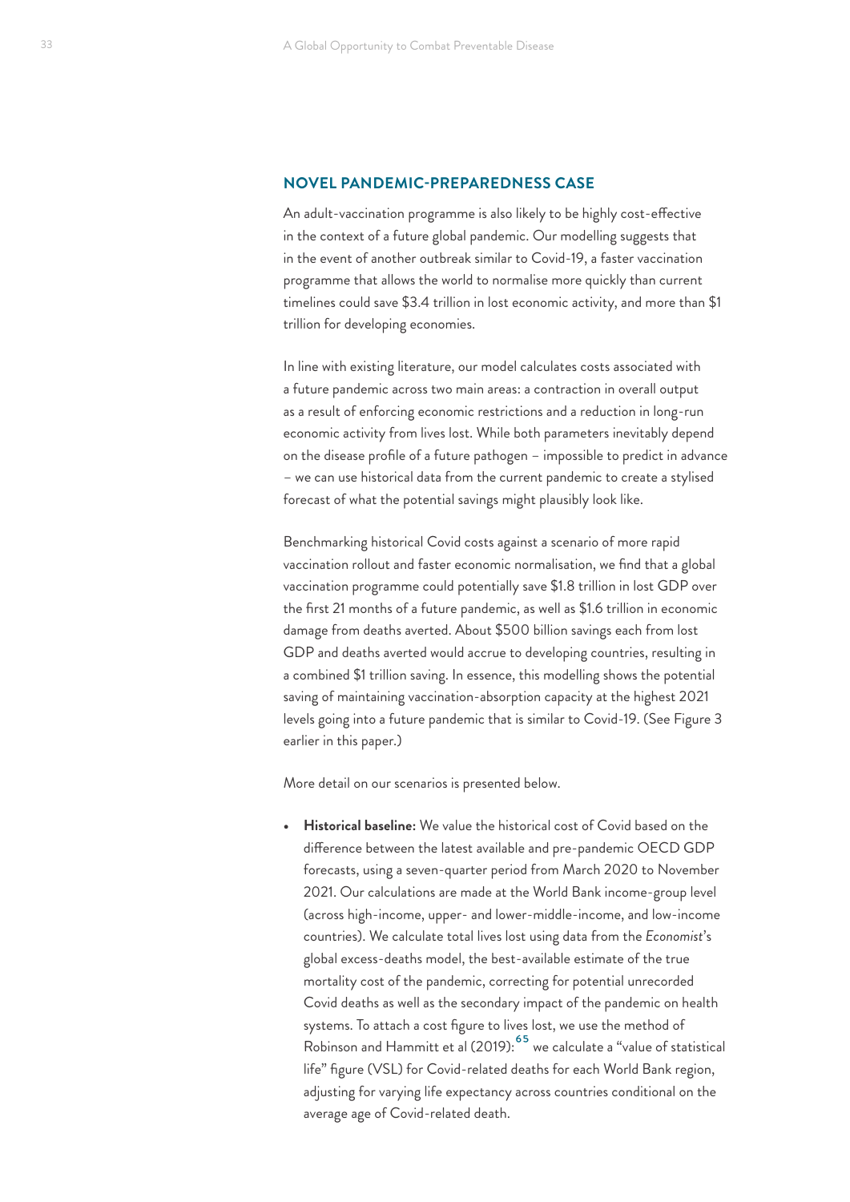## NOVEL PANDEMIC-PREPAREDNESS CASE

An adult-vaccination programme is also likely to be highly cost-effective in the context of a future global pandemic. Our modelling suggests that in the event of another outbreak similar to Covid-19, a faster vaccination programme that allows the world to normalise more quickly than current timelines could save $3.4 trillion in lost economic activity, and more than $1 trillion for developing economies.

In line with existing literature, our model calculates costs associated with a future pandemic across two main areas: a contraction in overall output as a result of enforcing economic restrictions and a reduction in long-run economic activity from lives lost. While both parameters inevitably depend on the disease profile of a future pathogen – impossible to predict in advance – we can use historical data from the current pandemic to create a stylised forecast of what the potential savings might plausibly look like.

Benchmarking historical Covid costs against a scenario of more rapid vaccination rollout and faster economic normalisation, we find that a global vaccination programme could potentially save $1.8 trillion in lost GDP over the first 21 months of a future pandemic, as well as $1.6 trillion in economic damage from deaths averted. About $500 billion savings each from lost GDP and deaths averted would accrue to developing countries, resulting in a combined $1 trillion saving. In essence, this modelling shows the potential saving of maintaining vaccination-absorption capacity at the highest 2021 levels going into a future pandemic that is similar to Covid-19. (See Figure 3 earlier in this paper.)

More detail on our scenarios is presented below.

- **Historical baseline:** We value the historical cost of Covid based on the difference between the latest available and pre-pandemic OECD GDP forecasts, using a seven-quarter period from March 2020 to November 2021. Our calculations are made at the World Bank income-group level (across high-income, upper- and lower-middle-income, and low-income countries). We calculate total lives lost using data from the *Economist*'s global excess-deaths model, the best-available estimate of the true mortality cost of the pandemic, correcting for potential unrecorded Covid deaths as well as the secondary impact of the pandemic on health systems. To attach a cost figure to lives lost, we use the method of Robinson and Hammitt et al (2019):[65] we calculate a "value of statistical life" figure (VSL) for Covid-related deaths for each World Bank region, adjusting for varying life expectancy across countries conditional on the average age of Covid-related death.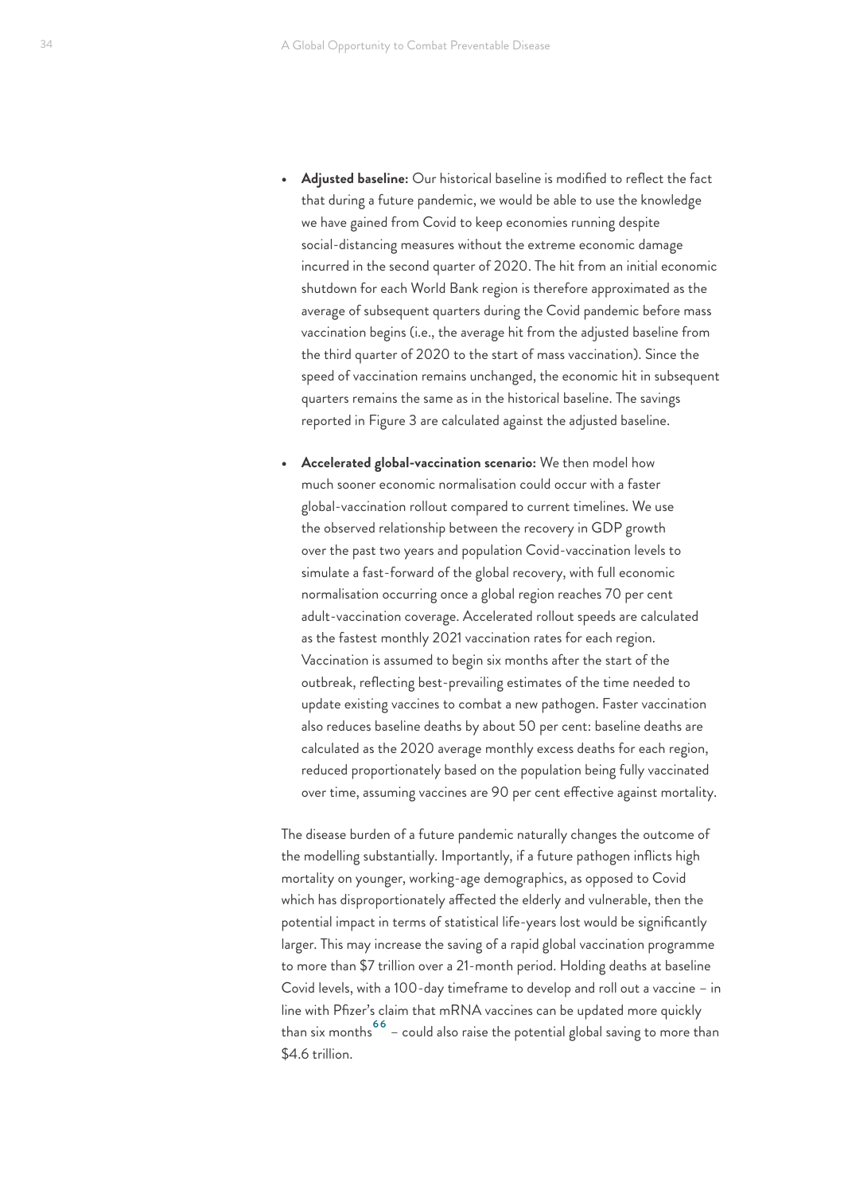- **Adjusted baseline:** Our historical baseline is modified to reflect the fact that during a future pandemic, we would be able to use the knowledge we have gained from Covid to keep economies running despite social-distancing measures without the extreme economic damage incurred in the second quarter of 2020. The hit from an initial economic shutdown for each World Bank region is therefore approximated as the average of subsequent quarters during the Covid pandemic before mass vaccination begins (i.e., the average hit from the adjusted baseline from the third quarter of 2020 to the start of mass vaccination). Since the speed of vaccination remains unchanged, the economic hit in subsequent quarters remains the same as in the historical baseline. The savings reported in Figure 3 are calculated against the adjusted baseline.

- **Accelerated global-vaccination scenario:** We then model how much sooner economic normalisation could occur with a faster global-vaccination rollout compared to current timelines. We use the observed relationship between the recovery in GDP growth over the past two years and population Covid-vaccination levels to simulate a fast-forward of the global recovery, with full economic normalisation occurring once a global region reaches 70 per cent adult-vaccination coverage. Accelerated rollout speeds are calculated as the fastest monthly 2021 vaccination rates for each region. Vaccination is assumed to begin six months after the start of the outbreak, reflecting best-prevailing estimates of the time needed to update existing vaccines to combat a new pathogen. Faster vaccination also reduces baseline deaths by about 50 per cent: baseline deaths are calculated as the 2020 average monthly excess deaths for each region, reduced proportionately based on the population being fully vaccinated over time, assuming vaccines are 90 per cent effective against mortality.

The disease burden of a future pandemic naturally changes the outcome of the modelling substantially. Importantly, if a future pathogen inflicts high mortality on younger, working-age demographics, as opposed to Covid which has disproportionately affected the elderly and vulnerable, then the potential impact in terms of statistical life-years lost would be significantly larger. This may increase the saving of a rapid global vaccination programme to more than $7 trillion over a 21-month period. Holding deaths at baseline Covid levels, with a 100-day timeframe to develop and roll out a vaccine – in line with Pfizer's claim that mRNA vaccines can be updated more quickly than six months[66] – could also raise the potential global saving to more than $4.6 trillion.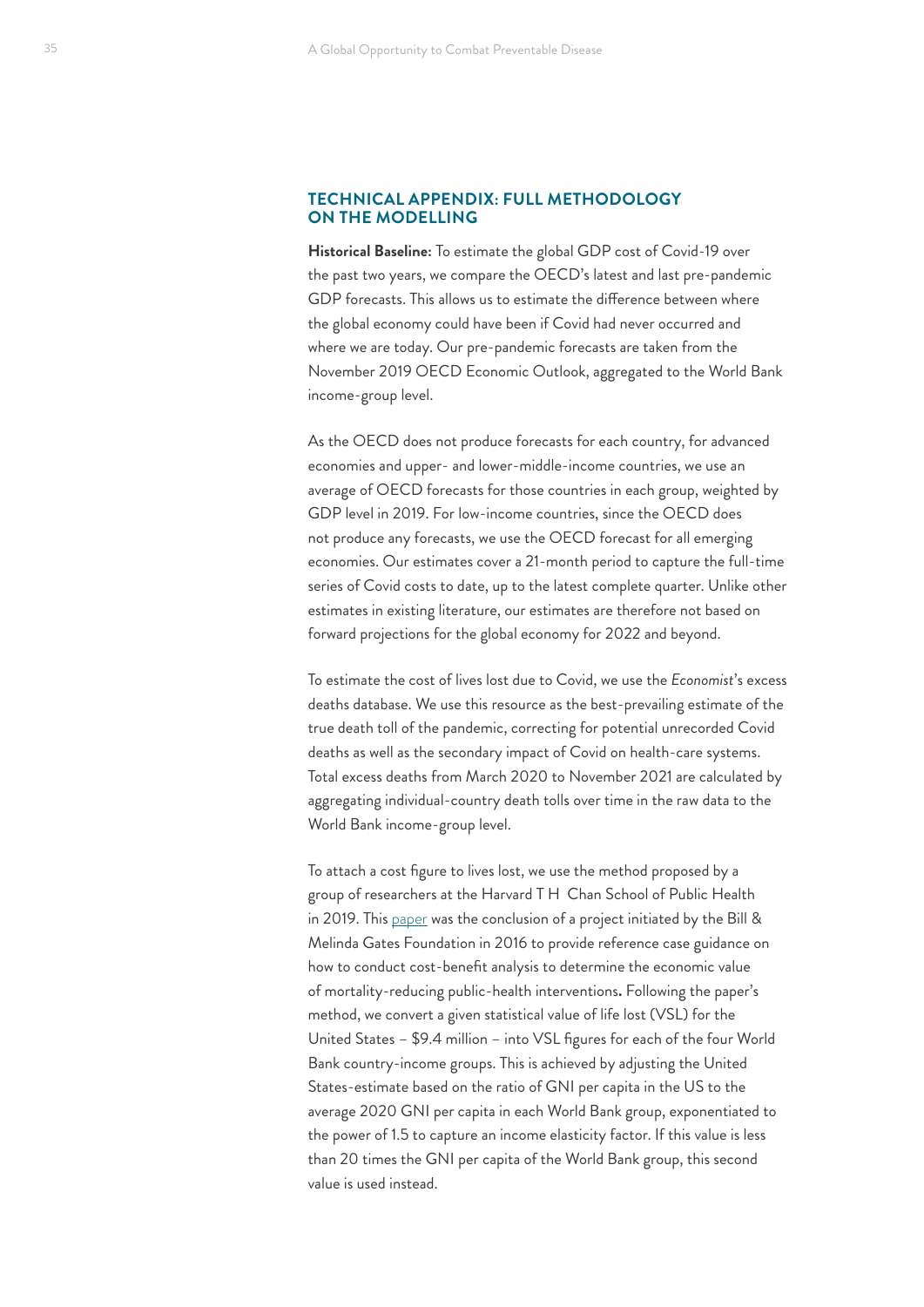## TECHNICAL APPENDIX: FULL METHODOLOGY ON THE MODELLING

**Historical Baseline:** To estimate the global GDP cost of Covid-19 over the past two years, we compare the OECD's latest and last pre-pandemic GDP forecasts. This allows us to estimate the difference between where the global economy could have been if Covid had never occurred and where we are today. Our pre-pandemic forecasts are taken from the November 2019 OECD Economic Outlook, aggregated to the World Bank income-group level.

As the OECD does not produce forecasts for each country, for advanced economies and upper- and lower-middle-income countries, we use an average of OECD forecasts for those countries in each group, weighted by GDP level in 2019. For low-income countries, since the OECD does not produce any forecasts, we use the OECD forecast for all emerging economies. Our estimates cover a 21-month period to capture the full-time series of Covid costs to date, up to the latest complete quarter. Unlike other estimates in existing literature, our estimates are therefore not based on forward projections for the global economy for 2022 and beyond.

To estimate the cost of lives lost due to Covid, we use the *Economist*'s excess deaths database. We use this resource as the best-prevailing estimate of the true death toll of the pandemic, correcting for potential unrecorded Covid deaths as well as the secondary impact of Covid on health-care systems. Total excess deaths from March 2020 to November 2021 are calculated by aggregating individual-country death tolls over time in the raw data to the World Bank income-group level.

To attach a cost figure to lives lost, we use the method proposed by a group of researchers at the Harvard T H Chan School of Public Health in 2019. This paper was the conclusion of a project initiated by the Bill & Melinda Gates Foundation in 2016 to provide reference case guidance on how to conduct cost-benefit analysis to determine the economic value of mortality-reducing public-health interventions**.** Following the paper's method, we convert a given statistical value of life lost (VSL) for the United States – $9.4 million – into VSL figures for each of the four World Bank country-income groups. This is achieved by adjusting the United States-estimate based on the ratio of GNI per capita in the US to the average 2020 GNI per capita in each World Bank group, exponentiated to the power of 1.5 to capture an income elasticity factor. If this value is less than 20 times the GNI per capita of the World Bank group, this second value is used instead.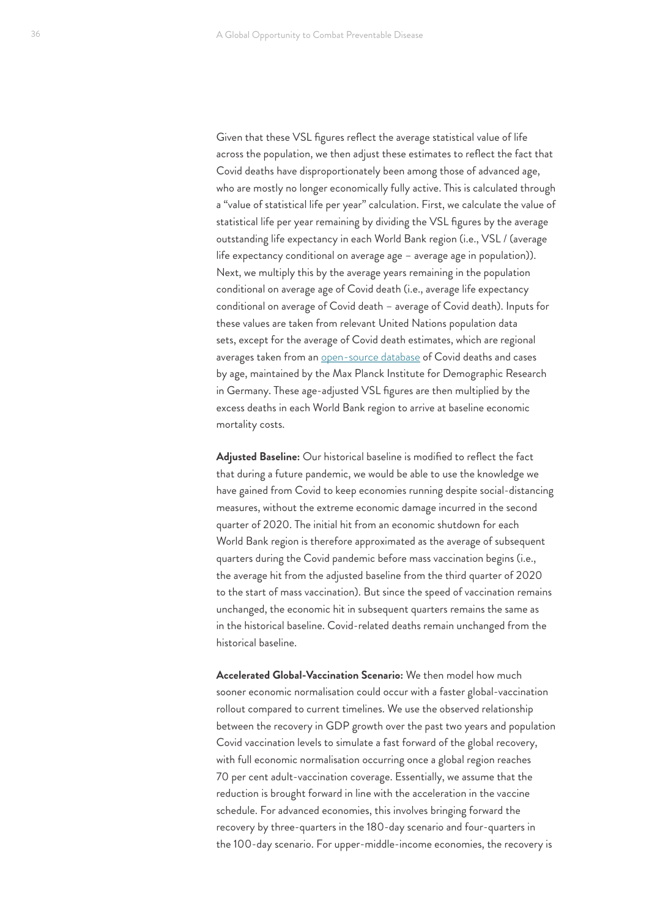Given that these VSL figures reflect the average statistical value of life across the population, we then adjust these estimates to reflect the fact that Covid deaths have disproportionately been among those of advanced age, who are mostly no longer economically fully active. This is calculated through a "value of statistical life per year" calculation. First, we calculate the value of statistical life per year remaining by dividing the VSL figures by the average outstanding life expectancy in each World Bank region (i.e., VSL / (average life expectancy conditional on average age – average age in population)). Next, we multiply this by the average years remaining in the population conditional on average age of Covid death (i.e., average life expectancy conditional on average of Covid death – average of Covid death). Inputs for these values are taken from relevant United Nations population data sets, except for the average of Covid death estimates, which are regional averages taken from an open-source database of Covid deaths and cases by age, maintained by the Max Planck Institute for Demographic Research in Germany. These age-adjusted VSL figures are then multiplied by the excess deaths in each World Bank region to arrive at baseline economic mortality costs.

**Adjusted Baseline:** Our historical baseline is modified to reflect the fact that during a future pandemic, we would be able to use the knowledge we have gained from Covid to keep economies running despite social-distancing measures, without the extreme economic damage incurred in the second quarter of 2020. The initial hit from an economic shutdown for each World Bank region is therefore approximated as the average of subsequent quarters during the Covid pandemic before mass vaccination begins (i.e., the average hit from the adjusted baseline from the third quarter of 2020 to the start of mass vaccination). But since the speed of vaccination remains unchanged, the economic hit in subsequent quarters remains the same as in the historical baseline. Covid-related deaths remain unchanged from the historical baseline.

**Accelerated Global-Vaccination Scenario:** We then model how much sooner economic normalisation could occur with a faster global-vaccination rollout compared to current timelines. We use the observed relationship between the recovery in GDP growth over the past two years and population Covid vaccination levels to simulate a fast forward of the global recovery, with full economic normalisation occurring once a global region reaches 70 per cent adult-vaccination coverage. Essentially, we assume that the reduction is brought forward in line with the acceleration in the vaccine schedule. For advanced economies, this involves bringing forward the recovery by three-quarters in the 180-day scenario and four-quarters in the 100-day scenario. For upper-middle-income economies, the recovery is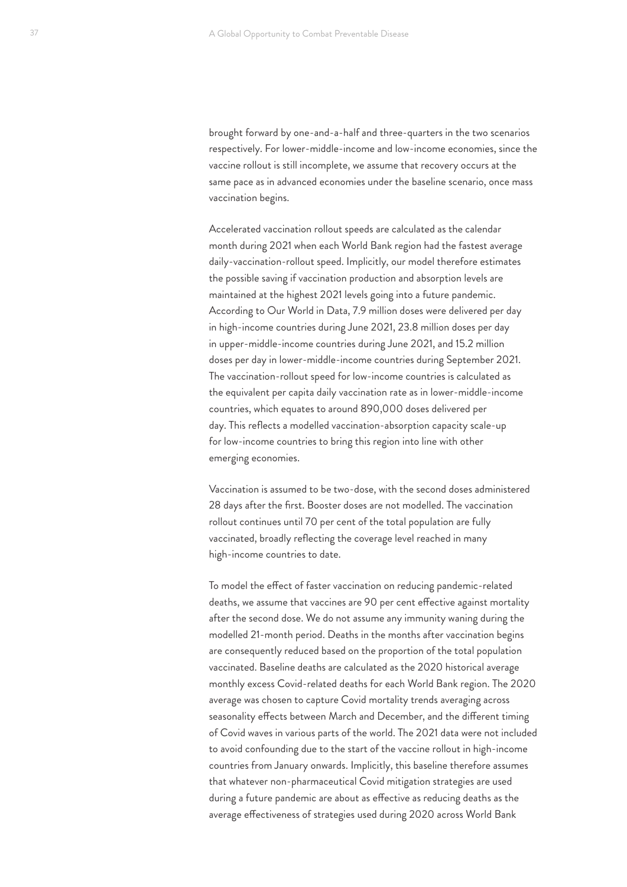brought forward by one-and-a-half and three-quarters in the two scenarios respectively. For lower-middle-income and low-income economies, since the vaccine rollout is still incomplete, we assume that recovery occurs at the same pace as in advanced economies under the baseline scenario, once mass vaccination begins.

Accelerated vaccination rollout speeds are calculated as the calendar month during 2021 when each World Bank region had the fastest average daily-vaccination-rollout speed. Implicitly, our model therefore estimates the possible saving if vaccination production and absorption levels are maintained at the highest 2021 levels going into a future pandemic. According to Our World in Data, 7.9 million doses were delivered per day in high-income countries during June 2021, 23.8 million doses per day in upper-middle-income countries during June 2021, and 15.2 million doses per day in lower-middle-income countries during September 2021. The vaccination-rollout speed for low-income countries is calculated as the equivalent per capita daily vaccination rate as in lower-middle-income countries, which equates to around 890,000 doses delivered per day. This reflects a modelled vaccination-absorption capacity scale-up for low-income countries to bring this region into line with other emerging economies.

Vaccination is assumed to be two-dose, with the second doses administered 28 days after the first. Booster doses are not modelled. The vaccination rollout continues until 70 per cent of the total population are fully vaccinated, broadly reflecting the coverage level reached in many high-income countries to date.

To model the effect of faster vaccination on reducing pandemic-related deaths, we assume that vaccines are 90 per cent effective against mortality after the second dose. We do not assume any immunity waning during the modelled 21-month period. Deaths in the months after vaccination begins are consequently reduced based on the proportion of the total population vaccinated. Baseline deaths are calculated as the 2020 historical average monthly excess Covid-related deaths for each World Bank region. The 2020 average was chosen to capture Covid mortality trends averaging across seasonality effects between March and December, and the different timing of Covid waves in various parts of the world. The 2021 data were not included to avoid confounding due to the start of the vaccine rollout in high-income countries from January onwards. Implicitly, this baseline therefore assumes that whatever non-pharmaceutical Covid mitigation strategies are used during a future pandemic are about as effective as reducing deaths as the average effectiveness of strategies used during 2020 across World Bank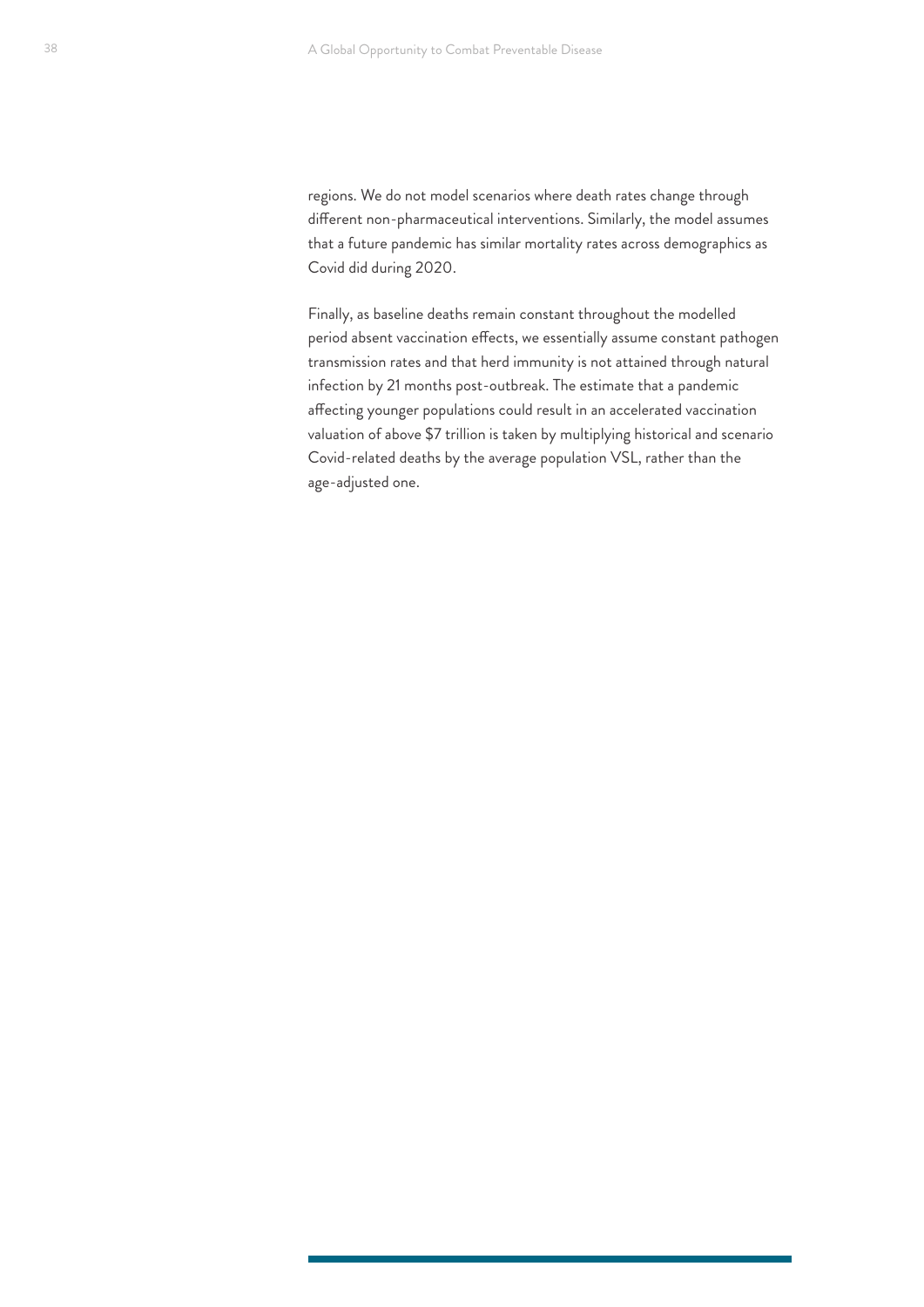regions. We do not model scenarios where death rates change through different non-pharmaceutical interventions. Similarly, the model assumes that a future pandemic has similar mortality rates across demographics as Covid did during 2020.

Finally, as baseline deaths remain constant throughout the modelled period absent vaccination effects, we essentially assume constant pathogen transmission rates and that herd immunity is not attained through natural infection by 21 months post-outbreak. The estimate that a pandemic affecting younger populations could result in an accelerated vaccination valuation of above $7 trillion is taken by multiplying historical and scenario Covid-related deaths by the average population VSL, rather than the age-adjusted one.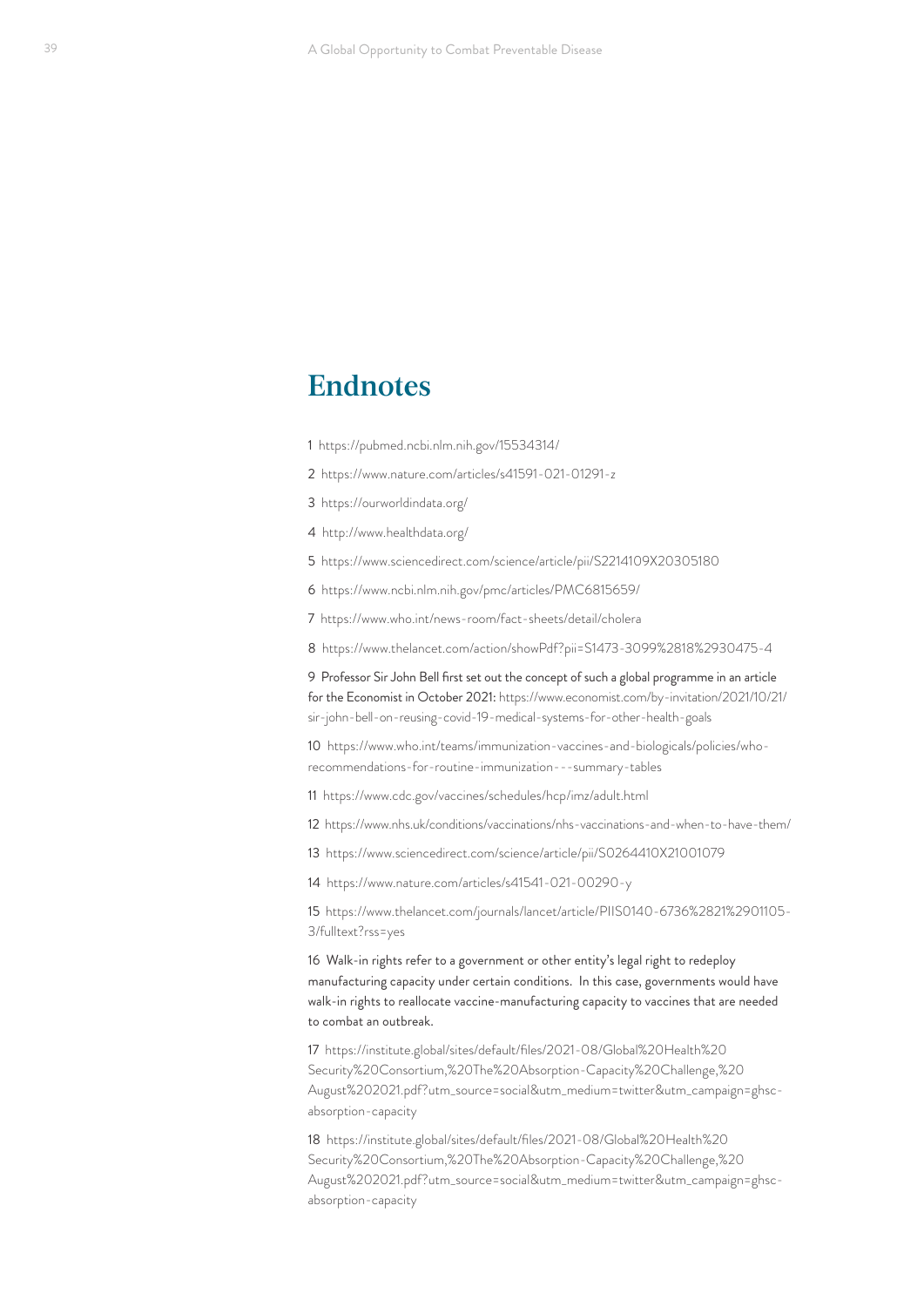## Endnotes

1 https://pubmed.ncbi.nlm.nih.gov/15534314/

2 https://www.nature.com/articles/s41591-021-01291-z

3 https://ourworldindata.org/

4 http://www.healthdata.org/

5 https://www.sciencedirect.com/science/article/pii/S2214109X20305180

6 https://www.ncbi.nlm.nih.gov/pmc/articles/PMC6815659/

7 https://www.who.int/news-room/fact-sheets/detail/cholera

8 https://www.thelancet.com/action/showPdf?pii=S1473-3099%2818%2930475-4

9 Professor Sir John Bell first set out the concept of such a global programme in an article for the Economist in October 2021: https://www.economist.com/by-invitation/2021/10/21/sir-john-bell-on-reusing-covid-19-medical-systems-for-other-health-goals

10 https://www.who.int/teams/immunization-vaccines-and-biologicals/policies/who-recommendations-for-routine-immunization---summary-tables

11 https://www.cdc.gov/vaccines/schedules/hcp/imz/adult.html

12 https://www.nhs.uk/conditions/vaccinations/nhs-vaccinations-and-when-to-have-them/

13 https://www.sciencedirect.com/science/article/pii/S0264410X21001079

14 https://www.nature.com/articles/s41541-021-00290-y

15 https://www.thelancet.com/journals/lancet/article/PIIS0140-6736%2821%2901105-3/fulltext?rss=yes

16 Walk-in rights refer to a government or other entity's legal right to redeploy manufacturing capacity under certain conditions. In this case, governments would have walk-in rights to reallocate vaccine-manufacturing capacity to vaccines that are needed to combat an outbreak.

17 https://institute.global/sites/default/files/2021-08/Global%20Health%20Security%20Consortium,%20The%20Absorption-Capacity%20Challenge,%20August%202021.pdf?utm_source=social&utm_medium=twitter&utm_campaign=ghsc-absorption-capacity

18 https://institute.global/sites/default/files/2021-08/Global%20Health%20Security%20Consortium,%20The%20Absorption-Capacity%20Challenge,%20August%202021.pdf?utm_source=social&utm_medium=twitter&utm_campaign=ghsc-absorption-capacity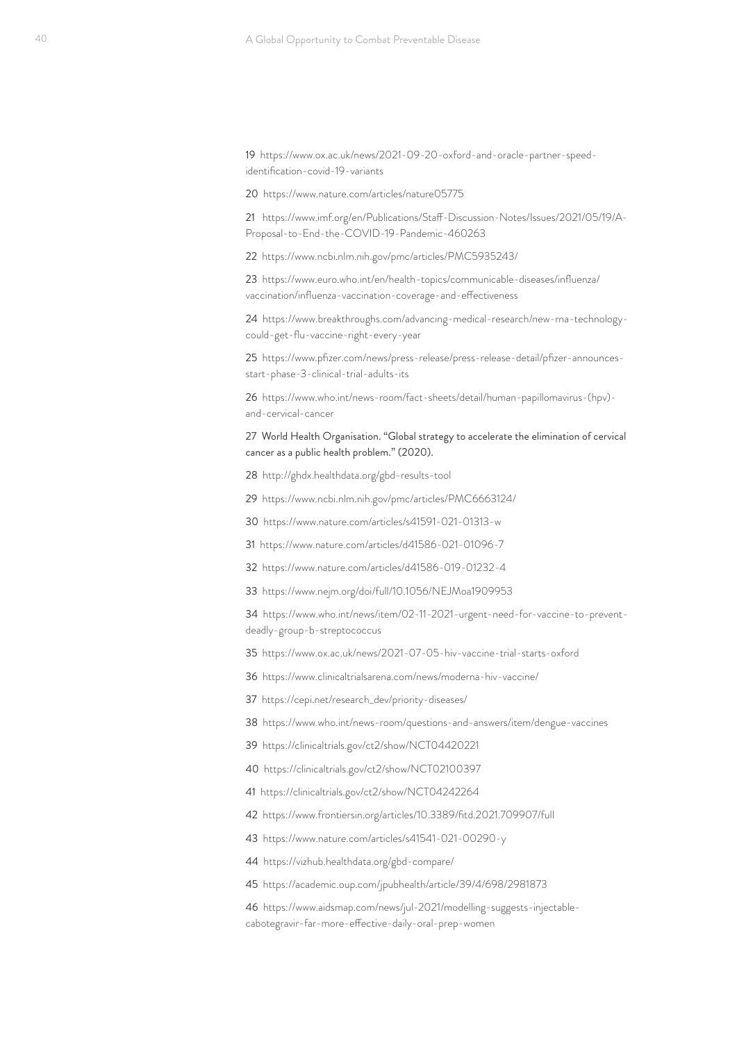19 https://www.ox.ac.uk/news/2021-09-20-oxford-and-oracle-partner-speed-identification-covid-19-variants

20 https://www.nature.com/articles/nature05775

21 https://www.imf.org/en/Publications/Staff-Discussion-Notes/Issues/2021/05/19/A-Proposal-to-End-the-COVID-19-Pandemic-460263

22 https://www.ncbi.nlm.nih.gov/pmc/articles/PMC5935243/

23 https://www.euro.who.int/en/health-topics/communicable-diseases/influenza/vaccination/influenza-vaccination-coverage-and-effectiveness

24 https://www.breakthroughs.com/advancing-medical-research/new-rna-technology-could-get-flu-vaccine-right-every-year

25 https://www.pfizer.com/news/press-release/press-release-detail/pfizer-announces-start-phase-3-clinical-trial-adults-its

26 https://www.who.int/news-room/fact-sheets/detail/human-papillomavirus-(hpv)-and-cervical-cancer

27 World Health Organisation. "Global strategy to accelerate the elimination of cervical cancer as a public health problem." (2020).

28 http://ghdx.healthdata.org/gbd-results-tool

29 https://www.ncbi.nlm.nih.gov/pmc/articles/PMC6663124/

30 https://www.nature.com/articles/s41591-021-01313-w

31 https://www.nature.com/articles/d41586-021-01096-7

32 https://www.nature.com/articles/d41586-019-01232-4

33 https://www.nejm.org/doi/full/10.1056/NEJMoa1909953

34 https://www.who.int/news/item/02-11-2021-urgent-need-for-vaccine-to-prevent-deadly-group-b-streptococcus

35 https://www.ox.ac.uk/news/2021-07-05-hiv-vaccine-trial-starts-oxford

36 https://www.clinicaltrialsarena.com/news/moderna-hiv-vaccine/

37 https://cepi.net/research_dev/priority-diseases/

38 https://www.who.int/news-room/questions-and-answers/item/dengue-vaccines

39 https://clinicaltrials.gov/ct2/show/NCT04420221

40 https://clinicaltrials.gov/ct2/show/NCT02100397

41 https://clinicaltrials.gov/ct2/show/NCT04242264

42 https://www.frontiersin.org/articles/10.3389/fitd.2021.709907/full

43 https://www.nature.com/articles/s41541-021-00290-y

44 https://vizhub.healthdata.org/gbd-compare/

45 https://academic.oup.com/jpubhealth/article/39/4/698/2981873

46 https://www.aidsmap.com/news/jul-2021/modelling-suggests-injectable-cabotegravir-far-more-effective-daily-oral-prep-women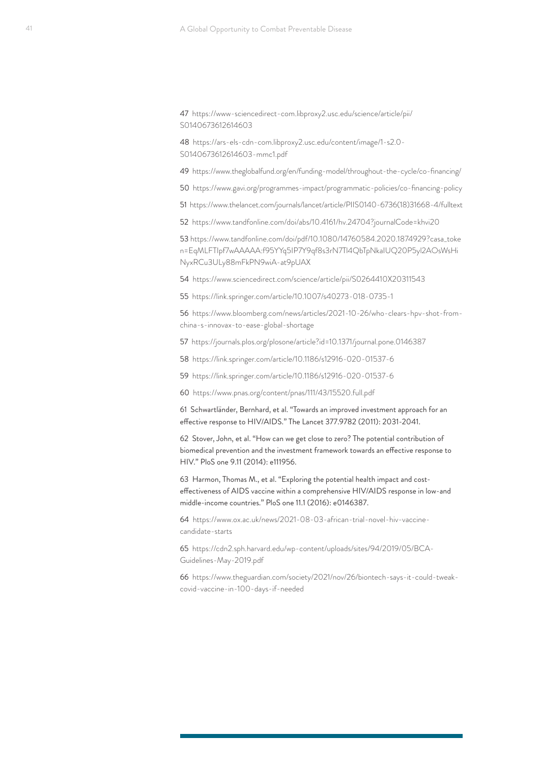47 https://www-sciencedirect-com.libproxy2.usc.edu/science/article/pii/S0140673612614603

48 https://ars-els-cdn-com.libproxy2.usc.edu/content/image/1-s2.0-S0140673612614603-mmc1.pdf

49 https://www.theglobalfund.org/en/funding-model/throughout-the-cycle/co-financing/

50 https://www.gavi.org/programmes-impact/programmatic-policies/co-financing-policy

51 https://www.thelancet.com/journals/lancet/article/PIIS0140-6736(18)31668-4/fulltext

52 https://www.tandfonline.com/doi/abs/10.4161/hv.24704?journalCode=khvi20

53 https://www.tandfonline.com/doi/pdf/10.1080/14760584.2020.1874929?casa_token=EqMLFTIpf7wAAAAA:f95YYq5IP7Y9qf8s3rN7Tl4QbTpNkaIUQ20P5yI2AOsWsHiNyxRCu3ULy88mFkPN9wiA-at9pUAX

54 https://www.sciencedirect.com/science/article/pii/S0264410X20311543

55 https://link.springer.com/article/10.1007/s40273-018-0735-1

56 https://www.bloomberg.com/news/articles/2021-10-26/who-clears-hpv-shot-from-china-s-innovax-to-ease-global-shortage

57 https://journals.plos.org/plosone/article?id=10.1371/journal.pone.0146387

58 https://link.springer.com/article/10.1186/s12916-020-01537-6

59 https://link.springer.com/article/10.1186/s12916-020-01537-6

60 https://www.pnas.org/content/pnas/111/43/15520.full.pdf

61 Schwartländer, Bernhard, et al. "Towards an improved investment approach for an effective response to HIV/AIDS." The Lancet 377.9782 (2011): 2031-2041.

62 Stover, John, et al. "How can we get close to zero? The potential contribution of biomedical prevention and the investment framework towards an effective response to HIV." PloS one 9.11 (2014): e111956.

63 Harmon, Thomas M., et al. "Exploring the potential health impact and cost-effectiveness of AIDS vaccine within a comprehensive HIV/AIDS response in low-and middle-income countries." PloS one 11.1 (2016): e0146387.

64 https://www.ox.ac.uk/news/2021-08-03-african-trial-novel-hiv-vaccine-candidate-starts

65 https://cdn2.sph.harvard.edu/wp-content/uploads/sites/94/2019/05/BCA-Guidelines-May-2019.pdf

66 https://www.theguardian.com/society/2021/nov/26/biontech-says-it-could-tweak-covid-vaccine-in-100-days-if-needed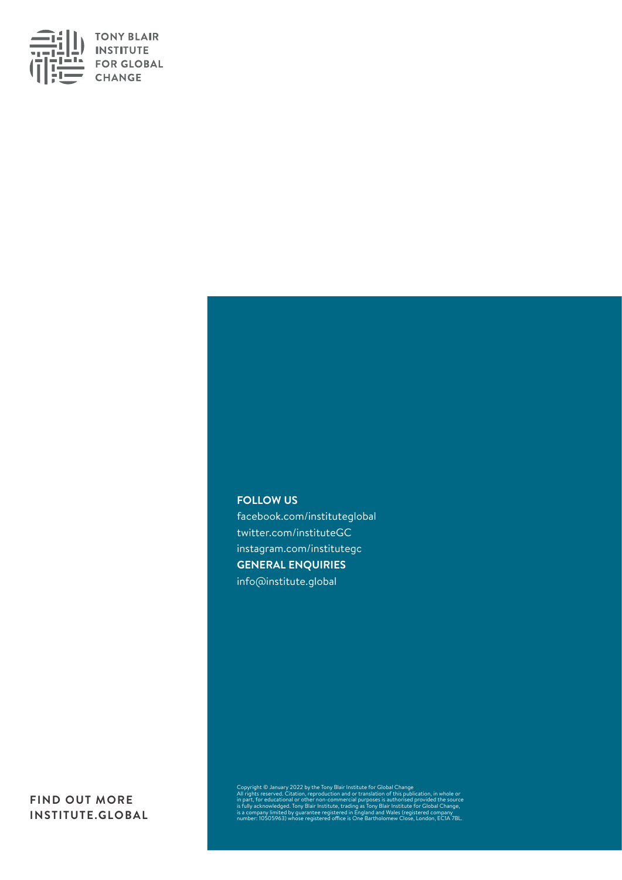TONY BLAIR
INSTITUTE
FOR GLOBAL
CHANGE

**FOLLOW US**

facebook.com/instituteglobal
twitter.com/instituteGC
instagram.com/institutegc

**GENERAL ENQUIRIES**

info@institute.global

Copyright © January 2022 by the Tony Blair Institute for Global Change
All rights reserved. Citation, reproduction and or translation of this publication, in whole or in part, for educational or other non-commercial purposes is authorised provided the source is fully acknowledged. Tony Blair Institute, trading as Tony Blair Institute for Global Change, is a company limited by guarantee registered in England and Wales (registered company number: 10505963) whose registered office is One Bartholomew Close, London, EC1A 7BL.

**FIND OUT MORE**
**INSTITUTE.GLOBAL**